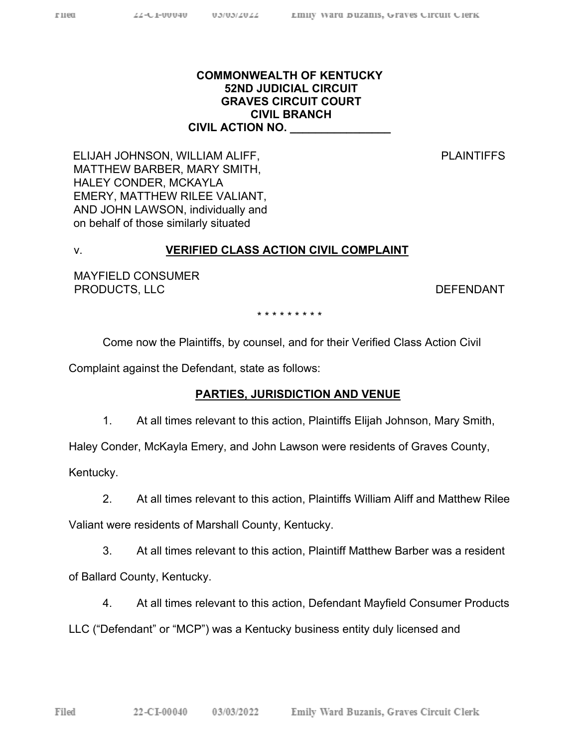**COMMONWEALTH OF KENTUCKY**
**52ND JUDICIAL CIRCUIT**
**GRAVES CIRCUIT COURT**
**CIVIL BRANCH**
**CIVIL ACTION NO. ________________**

ELIJAH JOHNSON, WILLIAM ALIFF, MATTHEW BARBER, MARY SMITH, HALEY CONDER, MCKAYLA EMERY, MATTHEW RILEE VALIANT, AND JOHN LAWSON, individually and on behalf of those similarly situated — PLAINTIFFS

v. **VERIFIED CLASS ACTION CIVIL COMPLAINT**

MAYFIELD CONSUMER PRODUCTS, LLC — DEFENDANT

* * * * * * * * *

Come now the Plaintiffs, by counsel, and for their Verified Class Action Civil Complaint against the Defendant, state as follows:

## PARTIES, JURISDICTION AND VENUE

1. At all times relevant to this action, Plaintiffs Elijah Johnson, Mary Smith, Haley Conder, McKayla Emery, and John Lawson were residents of Graves County, Kentucky.

2. At all times relevant to this action, Plaintiffs William Aliff and Matthew Rilee Valiant were residents of Marshall County, Kentucky.

3. At all times relevant to this action, Plaintiff Matthew Barber was a resident of Ballard County, Kentucky.

4. At all times relevant to this action, Defendant Mayfield Consumer Products LLC ("Defendant" or "MCP") was a Kentucky business entity duly licensed and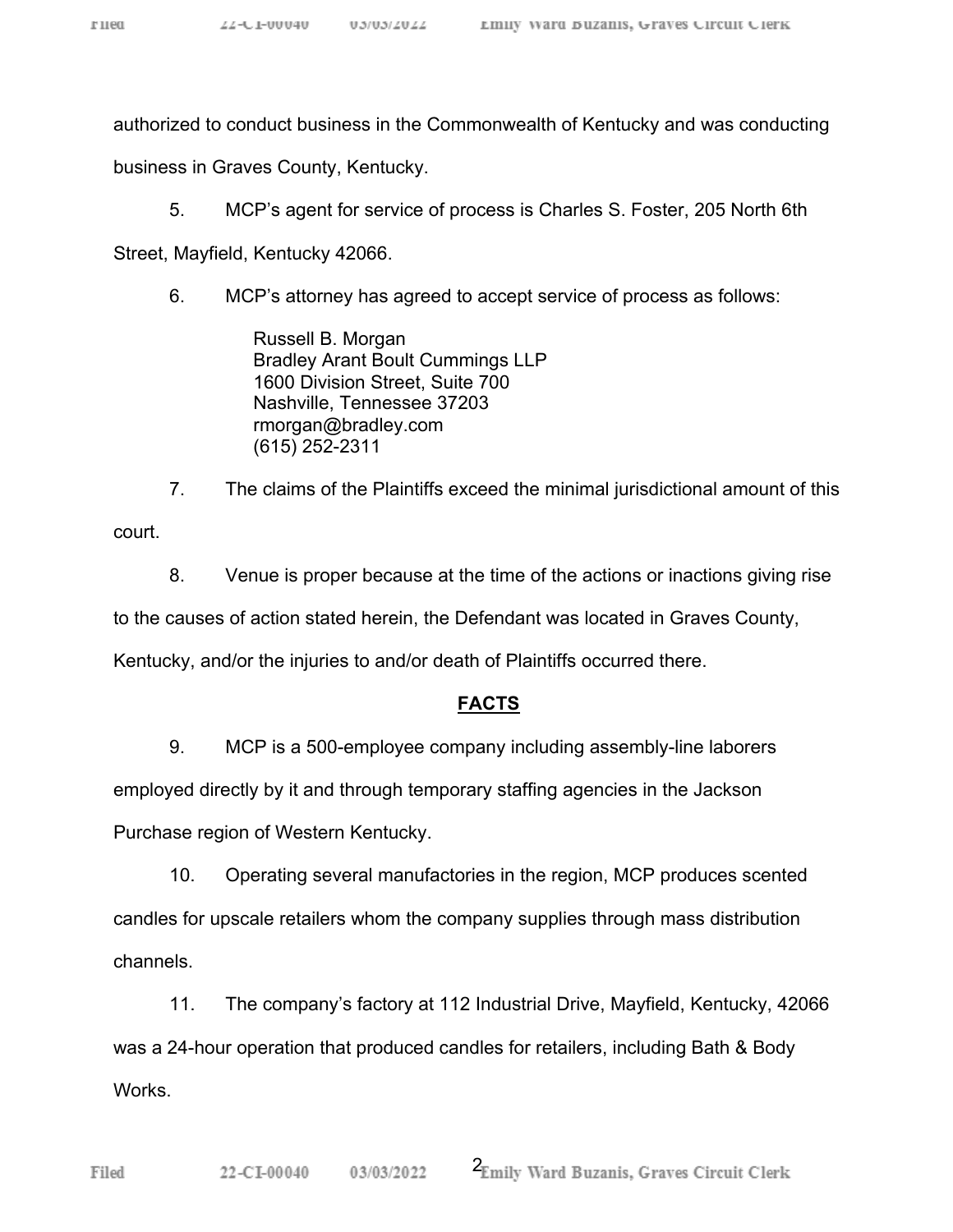authorized to conduct business in the Commonwealth of Kentucky and was conducting business in Graves County, Kentucky.

5. MCP's agent for service of process is Charles S. Foster, 205 North 6th Street, Mayfield, Kentucky 42066.

6. MCP's attorney has agreed to accept service of process as follows:

> Russell B. Morgan
> Bradley Arant Boult Cummings LLP
> 1600 Division Street, Suite 700
> Nashville, Tennessee 37203
> rmorgan@bradley.com
> (615) 252-2311

7. The claims of the Plaintiffs exceed the minimal jurisdictional amount of this court.

8. Venue is proper because at the time of the actions or inactions giving rise to the causes of action stated herein, the Defendant was located in Graves County, Kentucky, and/or the injuries to and/or death of Plaintiffs occurred there.

## FACTS

9. MCP is a 500-employee company including assembly-line laborers employed directly by it and through temporary staffing agencies in the Jackson Purchase region of Western Kentucky.

10. Operating several manufactories in the region, MCP produces scented candles for upscale retailers whom the company supplies through mass distribution channels.

11. The company's factory at 112 Industrial Drive, Mayfield, Kentucky, 42066 was a 24-hour operation that produced candles for retailers, including Bath & Body Works.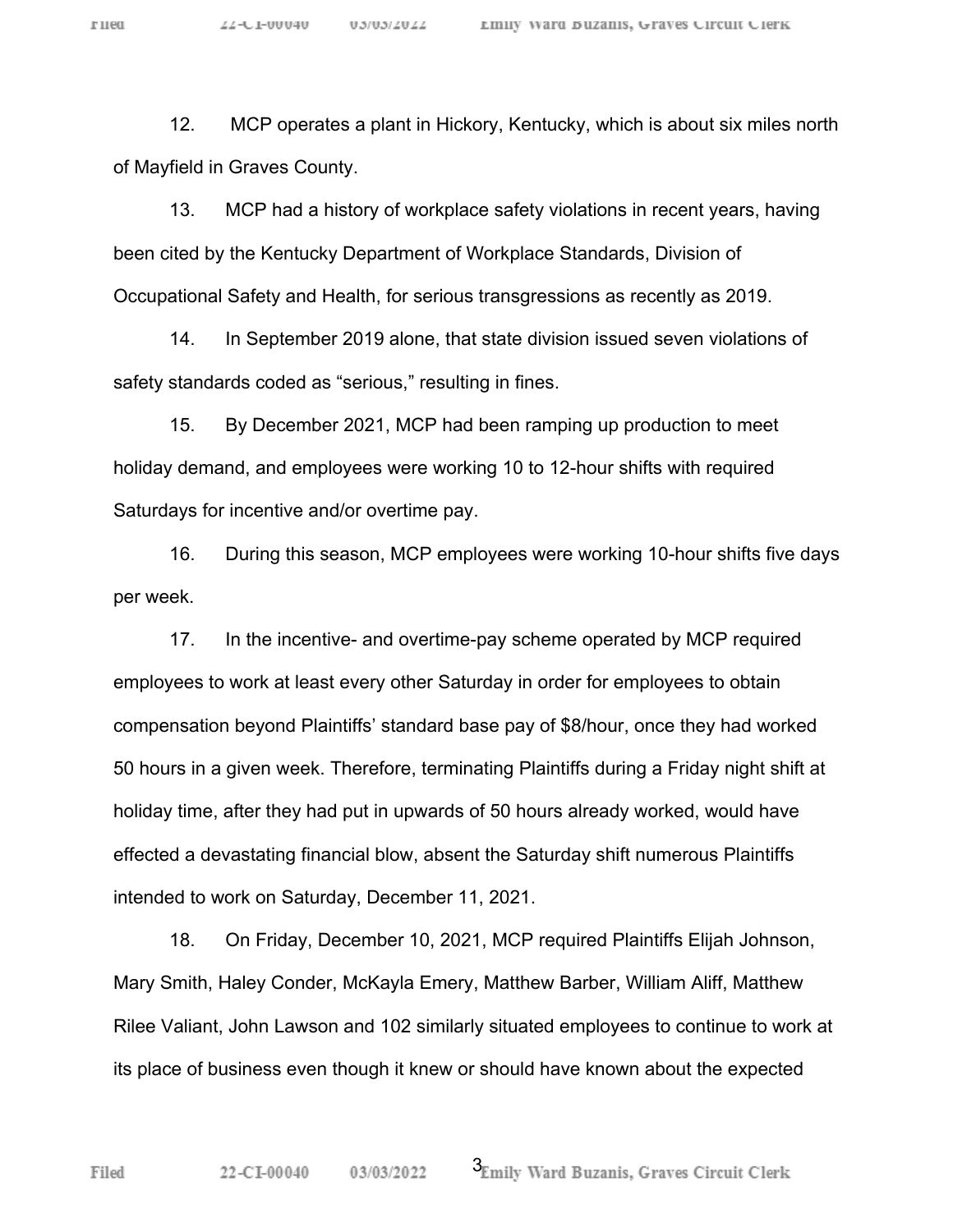12. MCP operates a plant in Hickory, Kentucky, which is about six miles north of Mayfield in Graves County.

13. MCP had a history of workplace safety violations in recent years, having been cited by the Kentucky Department of Workplace Standards, Division of Occupational Safety and Health, for serious transgressions as recently as 2019.

14. In September 2019 alone, that state division issued seven violations of safety standards coded as "serious," resulting in fines.

15. By December 2021, MCP had been ramping up production to meet holiday demand, and employees were working 10 to 12-hour shifts with required Saturdays for incentive and/or overtime pay.

16. During this season, MCP employees were working 10-hour shifts five days per week.

17. In the incentive- and overtime-pay scheme operated by MCP required employees to work at least every other Saturday in order for employees to obtain compensation beyond Plaintiffs' standard base pay of $8/hour, once they had worked 50 hours in a given week. Therefore, terminating Plaintiffs during a Friday night shift at holiday time, after they had put in upwards of 50 hours already worked, would have effected a devastating financial blow, absent the Saturday shift numerous Plaintiffs intended to work on Saturday, December 11, 2021.

18. On Friday, December 10, 2021, MCP required Plaintiffs Elijah Johnson, Mary Smith, Haley Conder, McKayla Emery, Matthew Barber, William Aliff, Matthew Rilee Valiant, John Lawson and 102 similarly situated employees to continue to work at its place of business even though it knew or should have known about the expected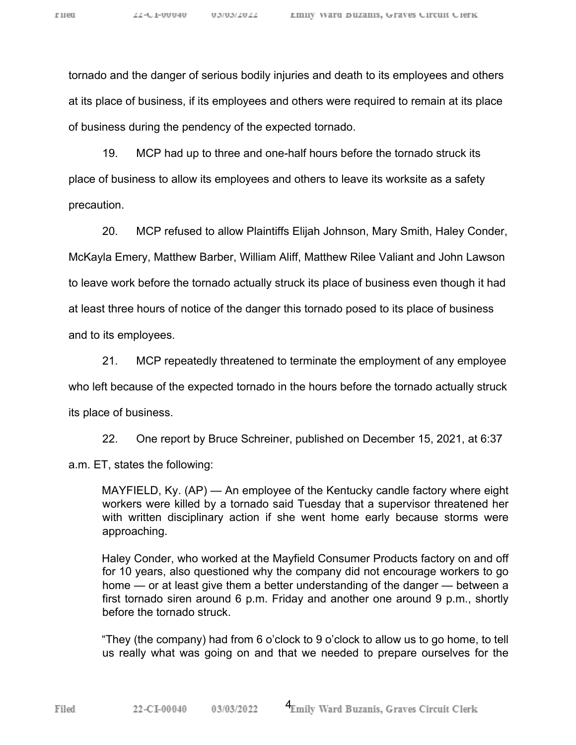tornado and the danger of serious bodily injuries and death to its employees and others at its place of business, if its employees and others were required to remain at its place of business during the pendency of the expected tornado.

19. MCP had up to three and one-half hours before the tornado struck its place of business to allow its employees and others to leave its worksite as a safety precaution.

20. MCP refused to allow Plaintiffs Elijah Johnson, Mary Smith, Haley Conder, McKayla Emery, Matthew Barber, William Aliff, Matthew Rilee Valiant and John Lawson to leave work before the tornado actually struck its place of business even though it had at least three hours of notice of the danger this tornado posed to its place of business and to its employees.

21. MCP repeatedly threatened to terminate the employment of any employee who left because of the expected tornado in the hours before the tornado actually struck its place of business.

22. One report by Bruce Schreiner, published on December 15, 2021, at 6:37 a.m. ET, states the following:

> MAYFIELD, Ky. (AP) — An employee of the Kentucky candle factory where eight workers were killed by a tornado said Tuesday that a supervisor threatened her with written disciplinary action if she went home early because storms were approaching.
>
> Haley Conder, who worked at the Mayfield Consumer Products factory on and off for 10 years, also questioned why the company did not encourage workers to go home — or at least give them a better understanding of the danger — between a first tornado siren around 6 p.m. Friday and another one around 9 p.m., shortly before the tornado struck.
>
> "They (the company) had from 6 o'clock to 9 o'clock to allow us to go home, to tell us really what was going on and that we needed to prepare ourselves for the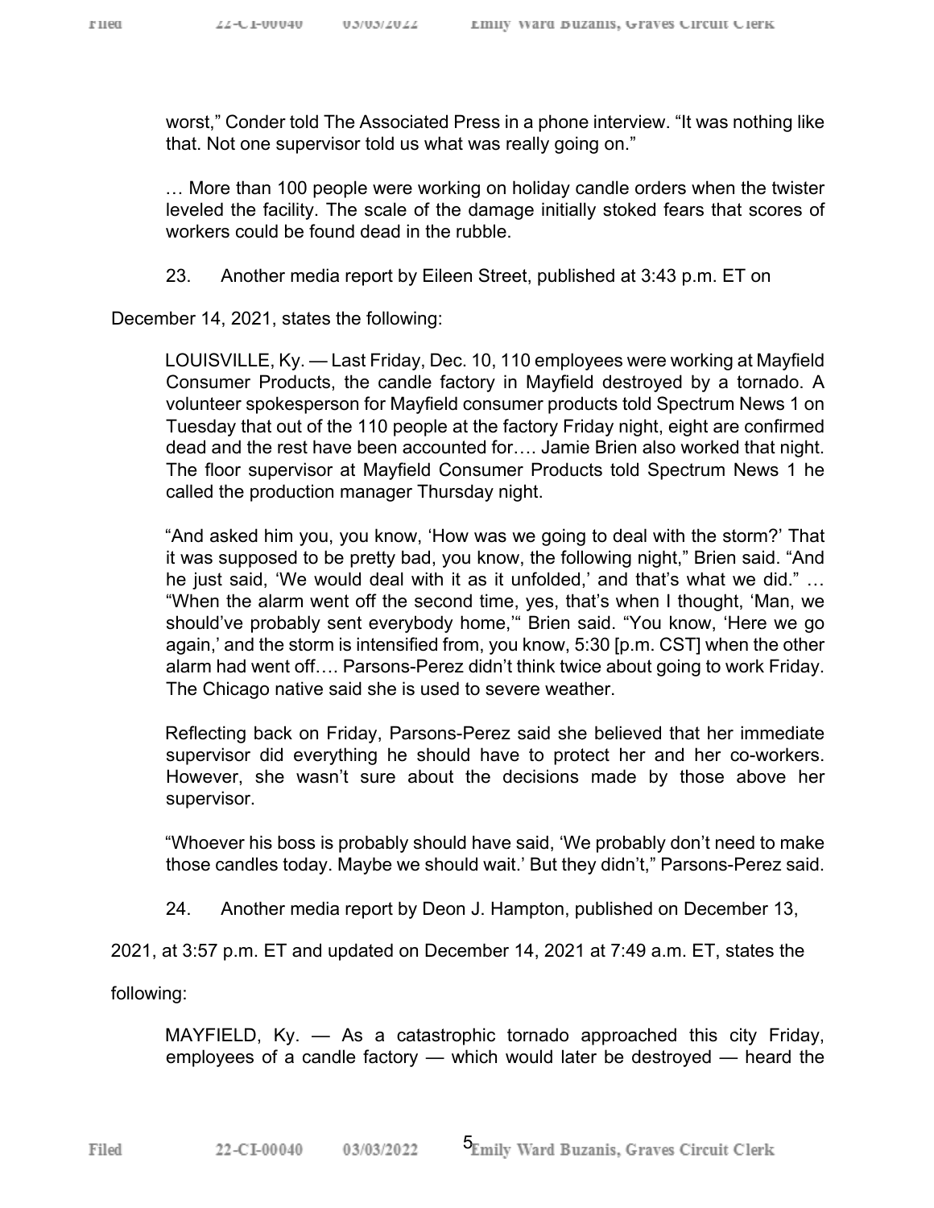worst," Conder told The Associated Press in a phone interview. "It was nothing like that. Not one supervisor told us what was really going on."

> … More than 100 people were working on holiday candle orders when the twister leveled the facility. The scale of the damage initially stoked fears that scores of workers could be found dead in the rubble.

23. Another media report by Eileen Street, published at 3:43 p.m. ET on December 14, 2021, states the following:

> LOUISVILLE, Ky. — Last Friday, Dec. 10, 110 employees were working at Mayfield Consumer Products, the candle factory in Mayfield destroyed by a tornado. A volunteer spokesperson for Mayfield consumer products told Spectrum News 1 on Tuesday that out of the 110 people at the factory Friday night, eight are confirmed dead and the rest have been accounted for…. Jamie Brien also worked that night. The floor supervisor at Mayfield Consumer Products told Spectrum News 1 he called the production manager Thursday night.
>
> "And asked him you, you know, 'How was we going to deal with the storm?' That it was supposed to be pretty bad, you know, the following night," Brien said. "And he just said, 'We would deal with it as it unfolded,' and that's what we did." … "When the alarm went off the second time, yes, that's when I thought, 'Man, we should've probably sent everybody home,'" Brien said. "You know, 'Here we go again,' and the storm is intensified from, you know, 5:30 [p.m. CST] when the other alarm had went off…. Parsons-Perez didn't think twice about going to work Friday. The Chicago native said she is used to severe weather.
>
> Reflecting back on Friday, Parsons-Perez said she believed that her immediate supervisor did everything he should have to protect her and her co-workers. However, she wasn't sure about the decisions made by those above her supervisor.
>
> "Whoever his boss is probably should have said, 'We probably don't need to make those candles today. Maybe we should wait.' But they didn't," Parsons-Perez said.

24. Another media report by Deon J. Hampton, published on December 13, 2021, at 3:57 p.m. ET and updated on December 14, 2021 at 7:49 a.m. ET, states the following:

> MAYFIELD, Ky. — As a catastrophic tornado approached this city Friday, employees of a candle factory — which would later be destroyed — heard the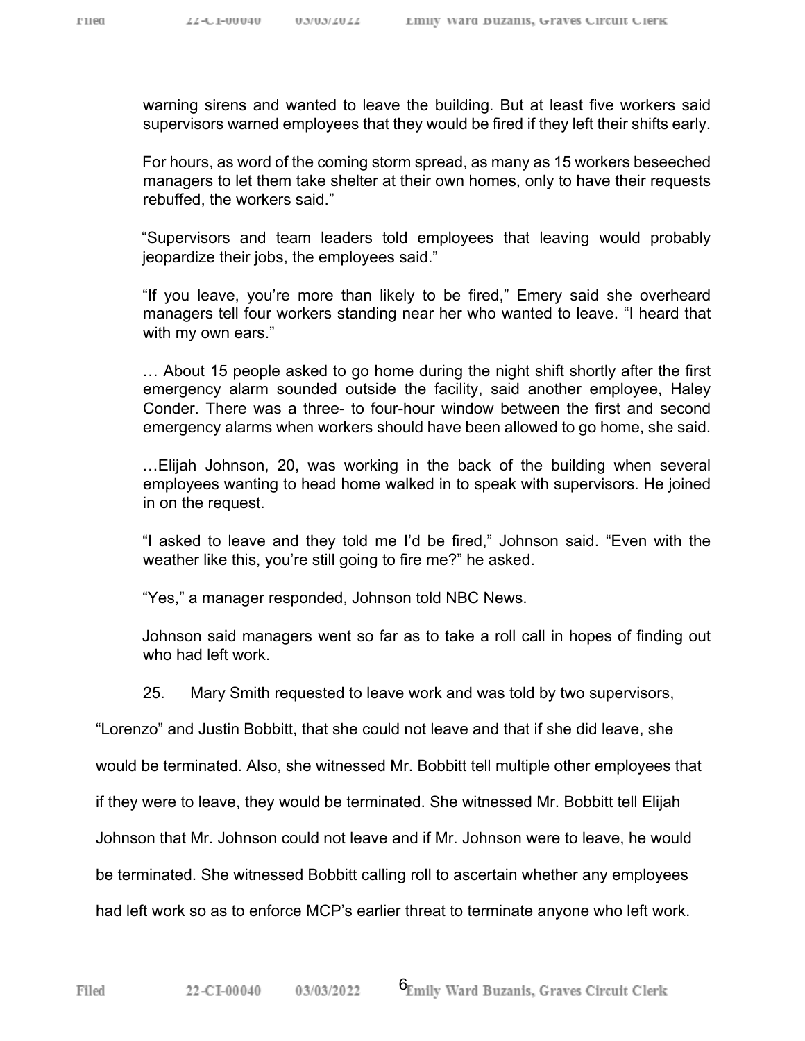> warning sirens and wanted to leave the building. But at least five workers said supervisors warned employees that they would be fired if they left their shifts early.
>
> For hours, as word of the coming storm spread, as many as 15 workers beseeched managers to let them take shelter at their own homes, only to have their requests rebuffed, the workers said."
>
> "Supervisors and team leaders told employees that leaving would probably jeopardize their jobs, the employees said."
>
> "If you leave, you're more than likely to be fired," Emery said she overheard managers tell four workers standing near her who wanted to leave. "I heard that with my own ears."
>
> … About 15 people asked to go home during the night shift shortly after the first emergency alarm sounded outside the facility, said another employee, Haley Conder. There was a three- to four-hour window between the first and second emergency alarms when workers should have been allowed to go home, she said.
>
> …Elijah Johnson, 20, was working in the back of the building when several employees wanting to head home walked in to speak with supervisors. He joined in on the request.
>
> "I asked to leave and they told me I'd be fired," Johnson said. "Even with the weather like this, you're still going to fire me?" he asked.
>
> "Yes," a manager responded, Johnson told NBC News.
>
> Johnson said managers went so far as to take a roll call in hopes of finding out who had left work.

25. Mary Smith requested to leave work and was told by two supervisors, "Lorenzo" and Justin Bobbitt, that she could not leave and that if she did leave, she would be terminated. Also, she witnessed Mr. Bobbitt tell multiple other employees that if they were to leave, they would be terminated. She witnessed Mr. Bobbitt tell Elijah Johnson that Mr. Johnson could not leave and if Mr. Johnson were to leave, he would be terminated. She witnessed Bobbitt calling roll to ascertain whether any employees had left work so as to enforce MCP's earlier threat to terminate anyone who left work.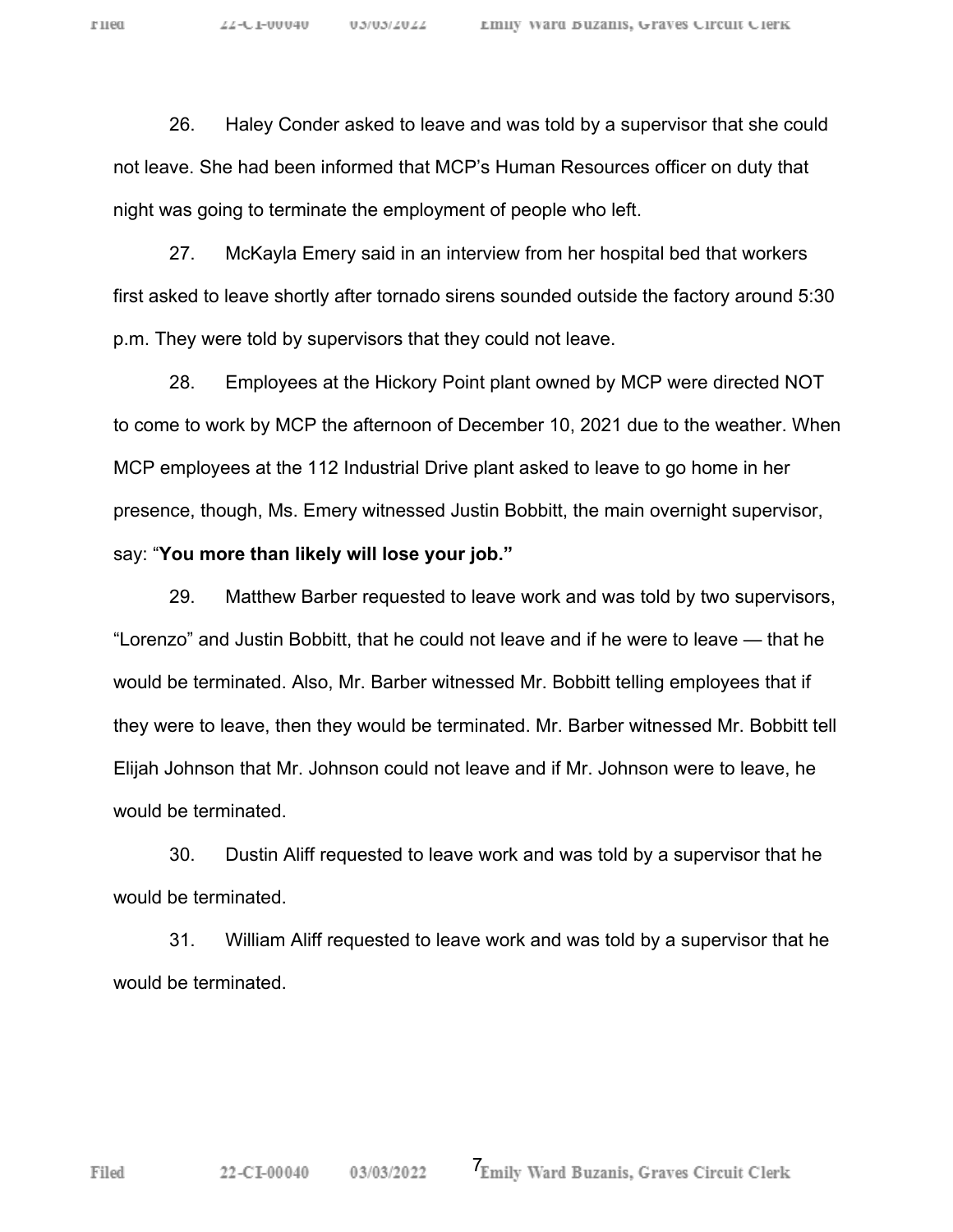26. Haley Conder asked to leave and was told by a supervisor that she could not leave. She had been informed that MCP's Human Resources officer on duty that night was going to terminate the employment of people who left.

27. McKayla Emery said in an interview from her hospital bed that workers first asked to leave shortly after tornado sirens sounded outside the factory around 5:30 p.m. They were told by supervisors that they could not leave.

28. Employees at the Hickory Point plant owned by MCP were directed NOT to come to work by MCP the afternoon of December 10, 2021 due to the weather. When MCP employees at the 112 Industrial Drive plant asked to leave to go home in her presence, though, Ms. Emery witnessed Justin Bobbitt, the main overnight supervisor, say: "**You more than likely will lose your job.**"

29. Matthew Barber requested to leave work and was told by two supervisors, "Lorenzo" and Justin Bobbitt, that he could not leave and if he were to leave — that he would be terminated. Also, Mr. Barber witnessed Mr. Bobbitt telling employees that if they were to leave, then they would be terminated. Mr. Barber witnessed Mr. Bobbitt tell Elijah Johnson that Mr. Johnson could not leave and if Mr. Johnson were to leave, he would be terminated.

30. Dustin Aliff requested to leave work and was told by a supervisor that he would be terminated.

31. William Aliff requested to leave work and was told by a supervisor that he would be terminated.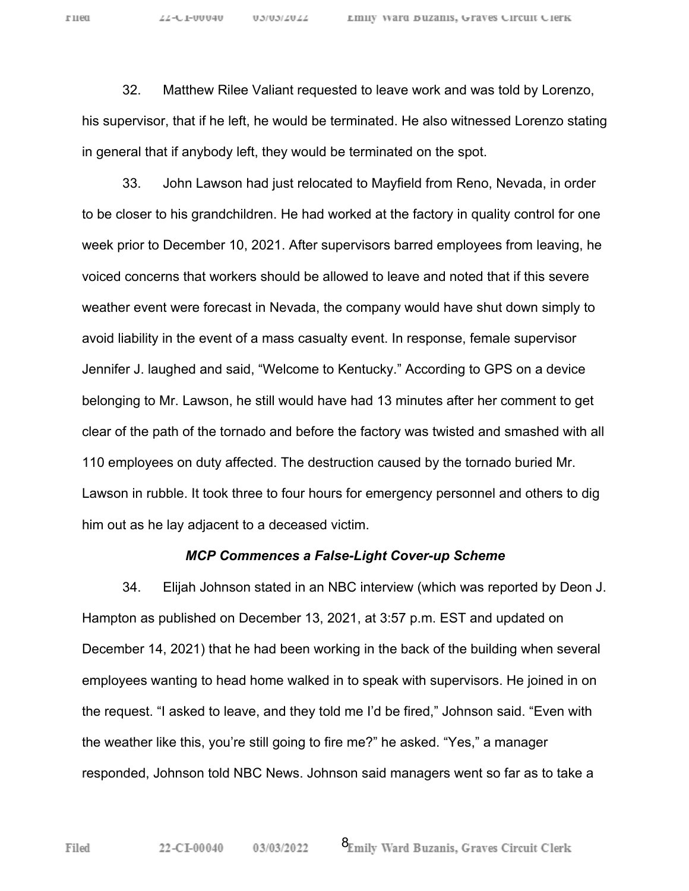32. Matthew Rilee Valiant requested to leave work and was told by Lorenzo, his supervisor, that if he left, he would be terminated. He also witnessed Lorenzo stating in general that if anybody left, they would be terminated on the spot.

33. John Lawson had just relocated to Mayfield from Reno, Nevada, in order to be closer to his grandchildren. He had worked at the factory in quality control for one week prior to December 10, 2021. After supervisors barred employees from leaving, he voiced concerns that workers should be allowed to leave and noted that if this severe weather event were forecast in Nevada, the company would have shut down simply to avoid liability in the event of a mass casualty event. In response, female supervisor Jennifer J. laughed and said, "Welcome to Kentucky." According to GPS on a device belonging to Mr. Lawson, he still would have had 13 minutes after her comment to get clear of the path of the tornado and before the factory was twisted and smashed with all 110 employees on duty affected. The destruction caused by the tornado buried Mr. Lawson in rubble. It took three to four hours for emergency personnel and others to dig him out as he lay adjacent to a deceased victim.

### ***MCP Commences a False-Light Cover-up Scheme***

34. Elijah Johnson stated in an NBC interview (which was reported by Deon J. Hampton as published on December 13, 2021, at 3:57 p.m. EST and updated on December 14, 2021) that he had been working in the back of the building when several employees wanting to head home walked in to speak with supervisors. He joined in on the request. "I asked to leave, and they told me I'd be fired," Johnson said. "Even with the weather like this, you're still going to fire me?" he asked. "Yes," a manager responded, Johnson told NBC News. Johnson said managers went so far as to take a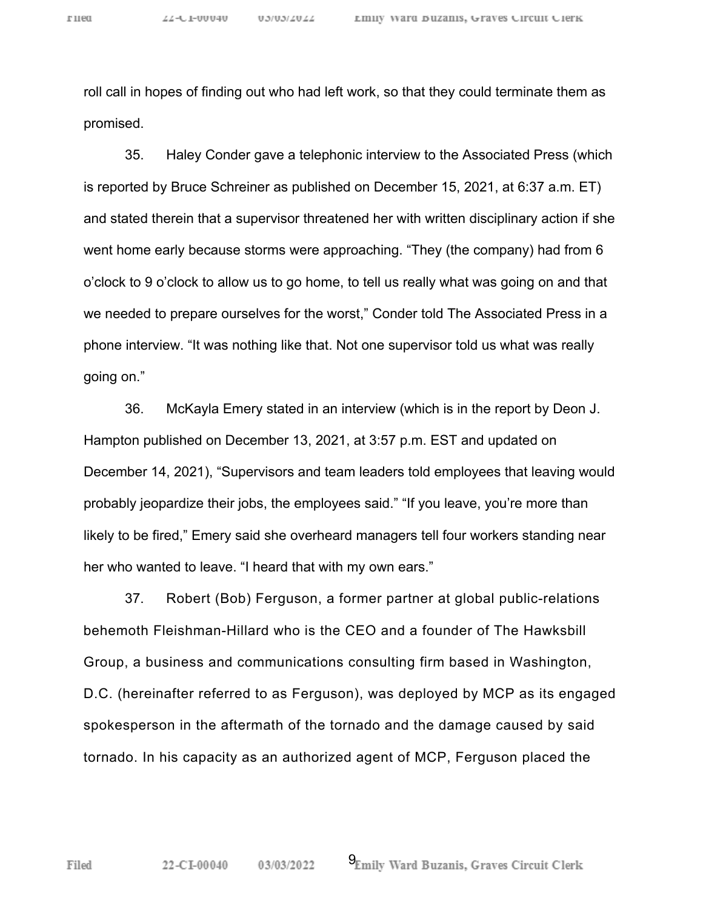roll call in hopes of finding out who had left work, so that they could terminate them as promised.

35. Haley Conder gave a telephonic interview to the Associated Press (which is reported by Bruce Schreiner as published on December 15, 2021, at 6:37 a.m. ET) and stated therein that a supervisor threatened her with written disciplinary action if she went home early because storms were approaching. "They (the company) had from 6 o'clock to 9 o'clock to allow us to go home, to tell us really what was going on and that we needed to prepare ourselves for the worst," Conder told The Associated Press in a phone interview. "It was nothing like that. Not one supervisor told us what was really going on."

36. McKayla Emery stated in an interview (which is in the report by Deon J. Hampton published on December 13, 2021, at 3:57 p.m. EST and updated on December 14, 2021), "Supervisors and team leaders told employees that leaving would probably jeopardize their jobs, the employees said." "If you leave, you're more than likely to be fired," Emery said she overheard managers tell four workers standing near her who wanted to leave. "I heard that with my own ears."

37. Robert (Bob) Ferguson, a former partner at global public-relations behemoth Fleishman-Hillard who is the CEO and a founder of The Hawksbill Group, a business and communications consulting firm based in Washington, D.C. (hereinafter referred to as Ferguson), was deployed by MCP as its engaged spokesperson in the aftermath of the tornado and the damage caused by said tornado. In his capacity as an authorized agent of MCP, Ferguson placed the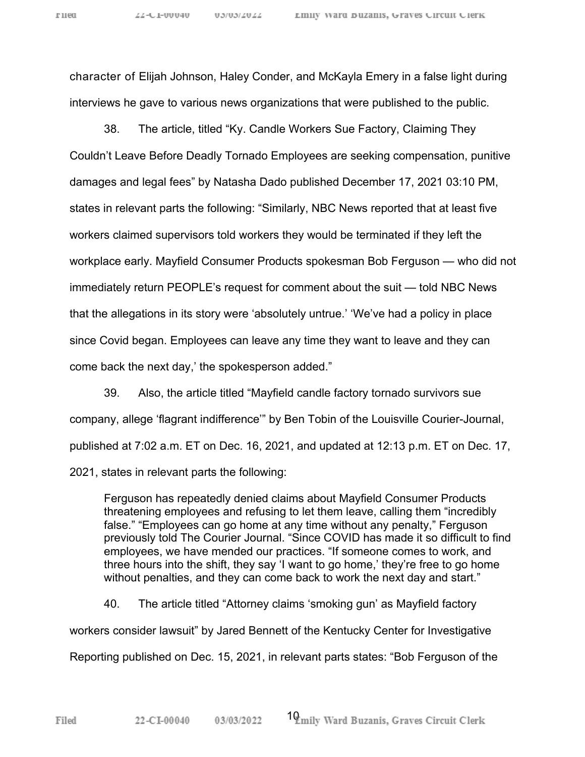character of Elijah Johnson, Haley Conder, and McKayla Emery in a false light during interviews he gave to various news organizations that were published to the public.

38. The article, titled "Ky. Candle Workers Sue Factory, Claiming They Couldn't Leave Before Deadly Tornado Employees are seeking compensation, punitive damages and legal fees" by Natasha Dado published December 17, 2021 03:10 PM, states in relevant parts the following: "Similarly, NBC News reported that at least five workers claimed supervisors told workers they would be terminated if they left the workplace early. Mayfield Consumer Products spokesman Bob Ferguson — who did not immediately return PEOPLE's request for comment about the suit — told NBC News that the allegations in its story were 'absolutely untrue.' 'We've had a policy in place since Covid began. Employees can leave any time they want to leave and they can come back the next day,' the spokesperson added."

39. Also, the article titled "Mayfield candle factory tornado survivors sue company, allege 'flagrant indifference'" by Ben Tobin of the Louisville Courier-Journal, published at 7:02 a.m. ET on Dec. 16, 2021, and updated at 12:13 p.m. ET on Dec. 17, 2021, states in relevant parts the following:

> Ferguson has repeatedly denied claims about Mayfield Consumer Products threatening employees and refusing to let them leave, calling them "incredibly false." "Employees can go home at any time without any penalty," Ferguson previously told The Courier Journal. "Since COVID has made it so difficult to find employees, we have mended our practices. "If someone comes to work, and three hours into the shift, they say 'I want to go home,' they're free to go home without penalties, and they can come back to work the next day and start."

40. The article titled "Attorney claims 'smoking gun' as Mayfield factory workers consider lawsuit" by Jared Bennett of the Kentucky Center for Investigative Reporting published on Dec. 15, 2021, in relevant parts states: "Bob Ferguson of the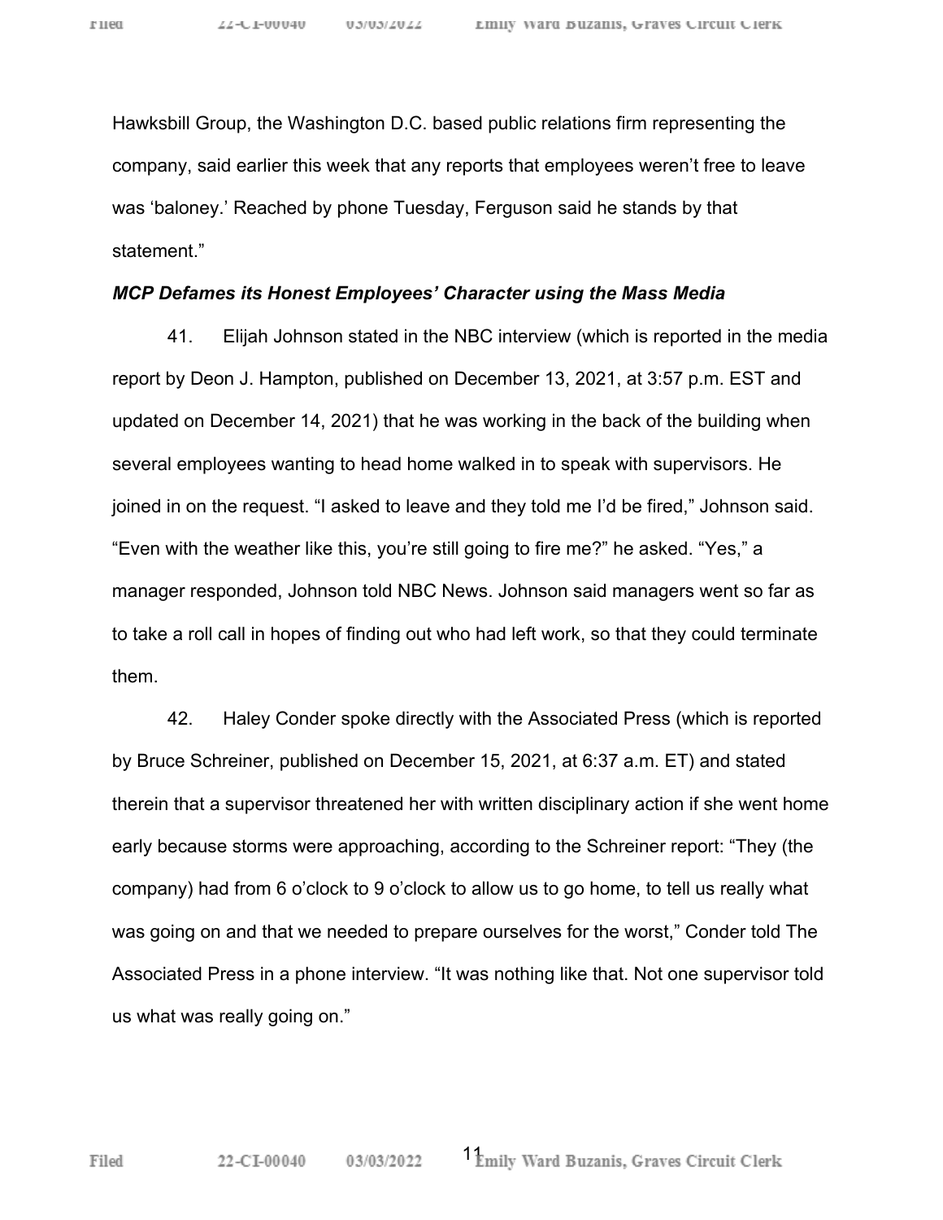Hawksbill Group, the Washington D.C. based public relations firm representing the company, said earlier this week that any reports that employees weren't free to leave was 'baloney.' Reached by phone Tuesday, Ferguson said he stands by that statement."

***MCP Defames its Honest Employees' Character using the Mass Media***

41. Elijah Johnson stated in the NBC interview (which is reported in the media report by Deon J. Hampton, published on December 13, 2021, at 3:57 p.m. EST and updated on December 14, 2021) that he was working in the back of the building when several employees wanting to head home walked in to speak with supervisors. He joined in on the request. "I asked to leave and they told me I'd be fired," Johnson said. "Even with the weather like this, you're still going to fire me?" he asked. "Yes," a manager responded, Johnson told NBC News. Johnson said managers went so far as to take a roll call in hopes of finding out who had left work, so that they could terminate them.

42. Haley Conder spoke directly with the Associated Press (which is reported by Bruce Schreiner, published on December 15, 2021, at 6:37 a.m. ET) and stated therein that a supervisor threatened her with written disciplinary action if she went home early because storms were approaching, according to the Schreiner report: "They (the company) had from 6 o'clock to 9 o'clock to allow us to go home, to tell us really what was going on and that we needed to prepare ourselves for the worst," Conder told The Associated Press in a phone interview. "It was nothing like that. Not one supervisor told us what was really going on."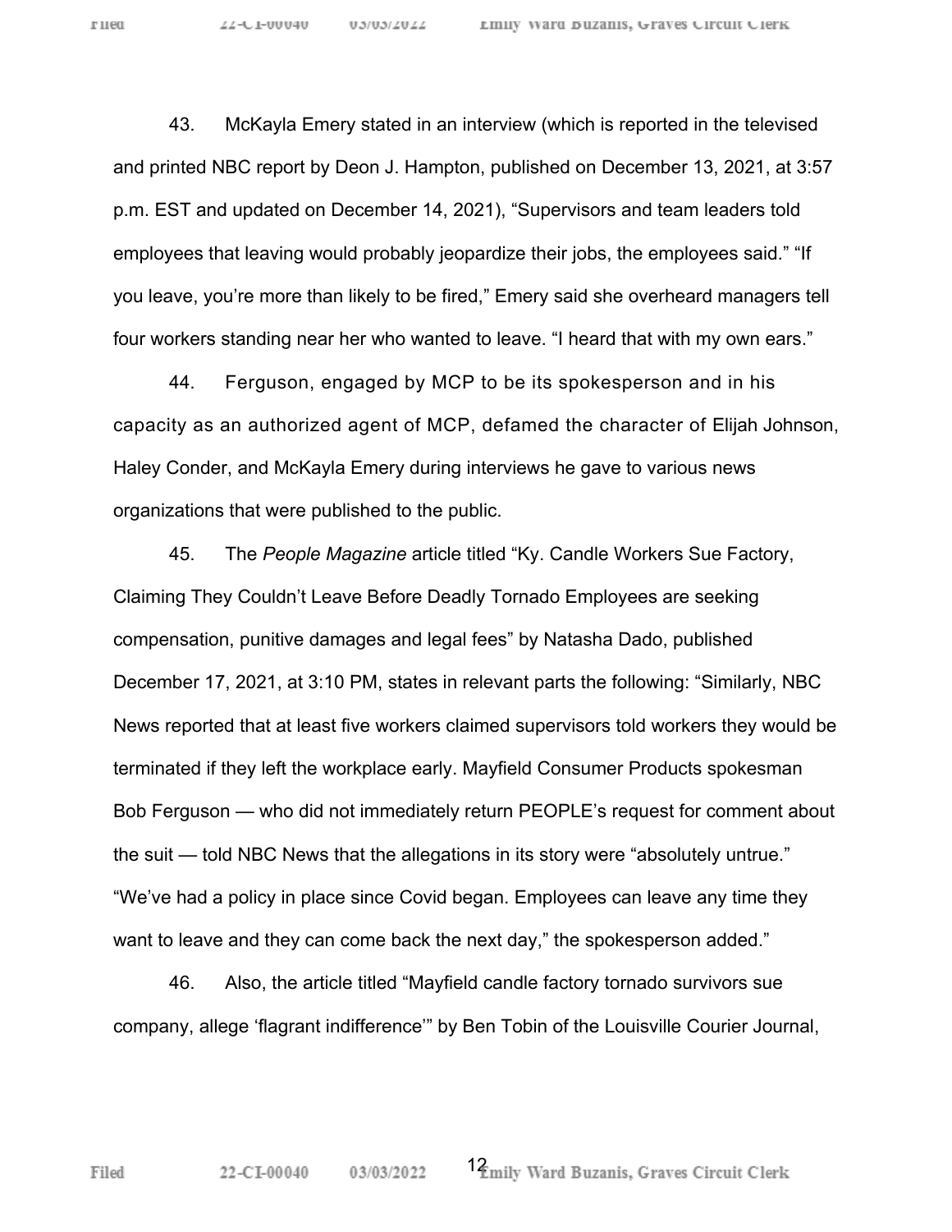43. McKayla Emery stated in an interview (which is reported in the televised and printed NBC report by Deon J. Hampton, published on December 13, 2021, at 3:57 p.m. EST and updated on December 14, 2021), "Supervisors and team leaders told employees that leaving would probably jeopardize their jobs, the employees said." "If you leave, you're more than likely to be fired," Emery said she overheard managers tell four workers standing near her who wanted to leave. "I heard that with my own ears."

44. Ferguson, engaged by MCP to be its spokesperson and in his capacity as an authorized agent of MCP, defamed the character of Elijah Johnson, Haley Conder, and McKayla Emery during interviews he gave to various news organizations that were published to the public.

45. The *People Magazine* article titled "Ky. Candle Workers Sue Factory, Claiming They Couldn't Leave Before Deadly Tornado Employees are seeking compensation, punitive damages and legal fees" by Natasha Dado, published December 17, 2021, at 3:10 PM, states in relevant parts the following: "Similarly, NBC News reported that at least five workers claimed supervisors told workers they would be terminated if they left the workplace early. Mayfield Consumer Products spokesman Bob Ferguson — who did not immediately return PEOPLE's request for comment about the suit — told NBC News that the allegations in its story were "absolutely untrue." "We've had a policy in place since Covid began. Employees can leave any time they want to leave and they can come back the next day," the spokesperson added."

46. Also, the article titled "Mayfield candle factory tornado survivors sue company, allege 'flagrant indifference'" by Ben Tobin of the Louisville Courier Journal,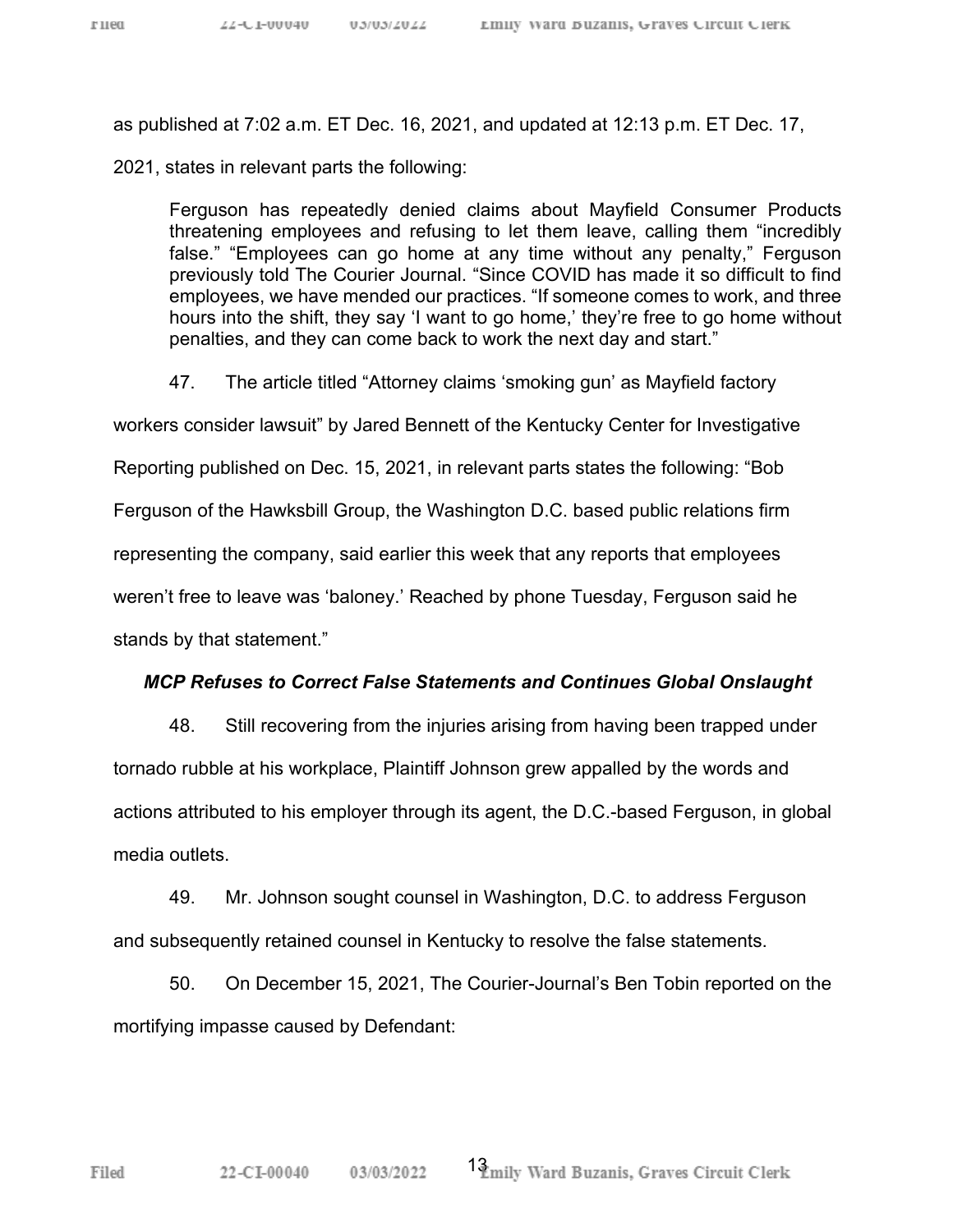as published at 7:02 a.m. ET Dec. 16, 2021, and updated at 12:13 p.m. ET Dec. 17, 2021, states in relevant parts the following:

> Ferguson has repeatedly denied claims about Mayfield Consumer Products threatening employees and refusing to let them leave, calling them "incredibly false." "Employees can go home at any time without any penalty," Ferguson previously told The Courier Journal. "Since COVID has made it so difficult to find employees, we have mended our practices. "If someone comes to work, and three hours into the shift, they say 'I want to go home,' they're free to go home without penalties, and they can come back to work the next day and start."

47. The article titled "Attorney claims 'smoking gun' as Mayfield factory workers consider lawsuit" by Jared Bennett of the Kentucky Center for Investigative Reporting published on Dec. 15, 2021, in relevant parts states the following: "Bob Ferguson of the Hawksbill Group, the Washington D.C. based public relations firm representing the company, said earlier this week that any reports that employees weren't free to leave was 'baloney.' Reached by phone Tuesday, Ferguson said he stands by that statement."

***MCP Refuses to Correct False Statements and Continues Global Onslaught***

48. Still recovering from the injuries arising from having been trapped under tornado rubble at his workplace, Plaintiff Johnson grew appalled by the words and actions attributed to his employer through its agent, the D.C.-based Ferguson, in global media outlets.

49. Mr. Johnson sought counsel in Washington, D.C. to address Ferguson and subsequently retained counsel in Kentucky to resolve the false statements.

50. On December 15, 2021, The Courier-Journal's Ben Tobin reported on the mortifying impasse caused by Defendant: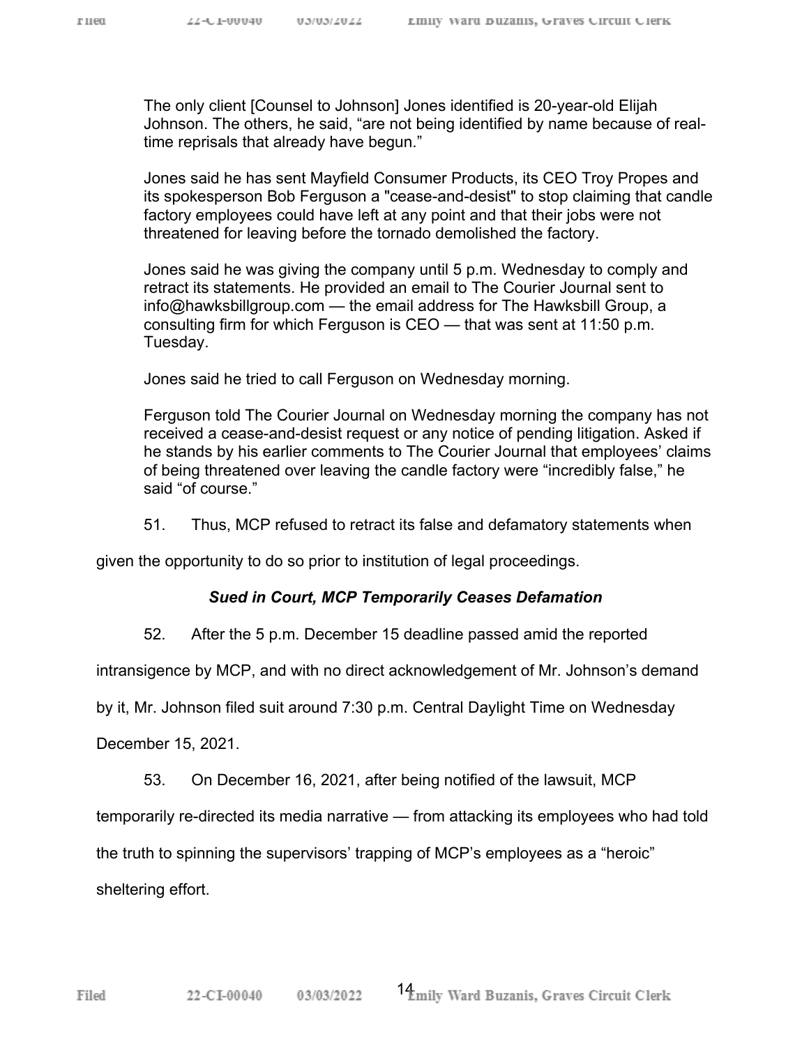> The only client [Counsel to Johnson] Jones identified is 20-year-old Elijah Johnson. The others, he said, “are not being identified by name because of real-time reprisals that already have begun.”
>
> Jones said he has sent Mayfield Consumer Products, its CEO Troy Propes and its spokesperson Bob Ferguson a "cease-and-desist" to stop claiming that candle factory employees could have left at any point and that their jobs were not threatened for leaving before the tornado demolished the factory.
>
> Jones said he was giving the company until 5 p.m. Wednesday to comply and retract its statements. He provided an email to The Courier Journal sent to info@hawksbillgroup.com — the email address for The Hawksbill Group, a consulting firm for which Ferguson is CEO — that was sent at 11:50 p.m. Tuesday.
>
> Jones said he tried to call Ferguson on Wednesday morning.
>
> Ferguson told The Courier Journal on Wednesday morning the company has not received a cease-and-desist request or any notice of pending litigation. Asked if he stands by his earlier comments to The Courier Journal that employees’ claims of being threatened over leaving the candle factory were “incredibly false,” he said “of course.”

51. Thus, MCP refused to retract its false and defamatory statements when given the opportunity to do so prior to institution of legal proceedings.

***Sued in Court, MCP Temporarily Ceases Defamation***

52. After the 5 p.m. December 15 deadline passed amid the reported intransigence by MCP, and with no direct acknowledgement of Mr. Johnson’s demand by it, Mr. Johnson filed suit around 7:30 p.m. Central Daylight Time on Wednesday December 15, 2021.

53. On December 16, 2021, after being notified of the lawsuit, MCP temporarily re-directed its media narrative — from attacking its employees who had told the truth to spinning the supervisors’ trapping of MCP’s employees as a “heroic” sheltering effort.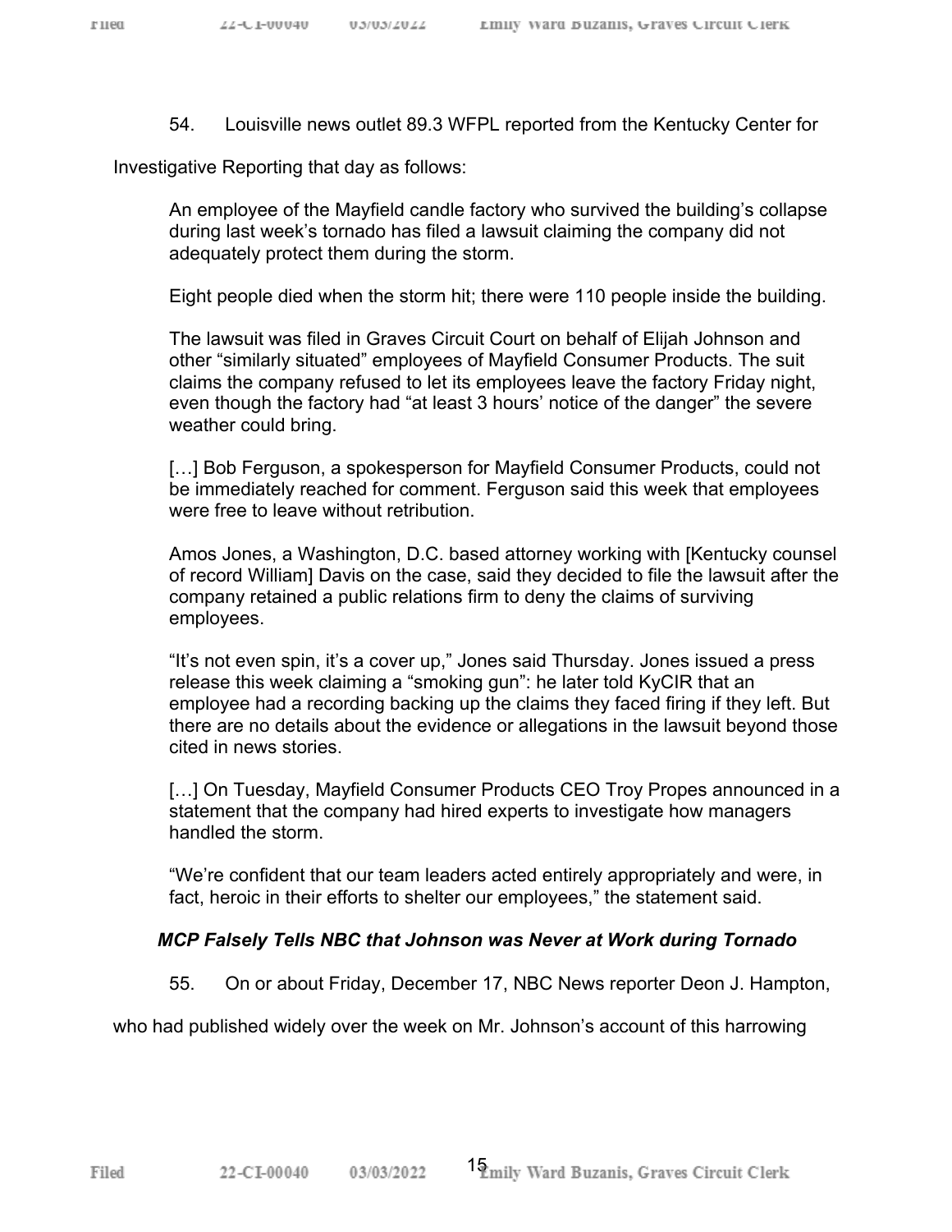54. Louisville news outlet 89.3 WFPL reported from the Kentucky Center for Investigative Reporting that day as follows:

> An employee of the Mayfield candle factory who survived the building's collapse during last week's tornado has filed a lawsuit claiming the company did not adequately protect them during the storm.
>
> Eight people died when the storm hit; there were 110 people inside the building.
>
> The lawsuit was filed in Graves Circuit Court on behalf of Elijah Johnson and other "similarly situated" employees of Mayfield Consumer Products. The suit claims the company refused to let its employees leave the factory Friday night, even though the factory had "at least 3 hours' notice of the danger" the severe weather could bring.
>
> […] Bob Ferguson, a spokesperson for Mayfield Consumer Products, could not be immediately reached for comment. Ferguson said this week that employees were free to leave without retribution.
>
> Amos Jones, a Washington, D.C. based attorney working with [Kentucky counsel of record William] Davis on the case, said they decided to file the lawsuit after the company retained a public relations firm to deny the claims of surviving employees.
>
> "It's not even spin, it's a cover up," Jones said Thursday. Jones issued a press release this week claiming a "smoking gun": he later told KyCIR that an employee had a recording backing up the claims they faced firing if they left. But there are no details about the evidence or allegations in the lawsuit beyond those cited in news stories.
>
> […] On Tuesday, Mayfield Consumer Products CEO Troy Propes announced in a statement that the company had hired experts to investigate how managers handled the storm.
>
> "We're confident that our team leaders acted entirely appropriately and were, in fact, heroic in their efforts to shelter our employees," the statement said.

***MCP Falsely Tells NBC that Johnson was Never at Work during Tornado***

55. On or about Friday, December 17, NBC News reporter Deon J. Hampton, who had published widely over the week on Mr. Johnson's account of this harrowing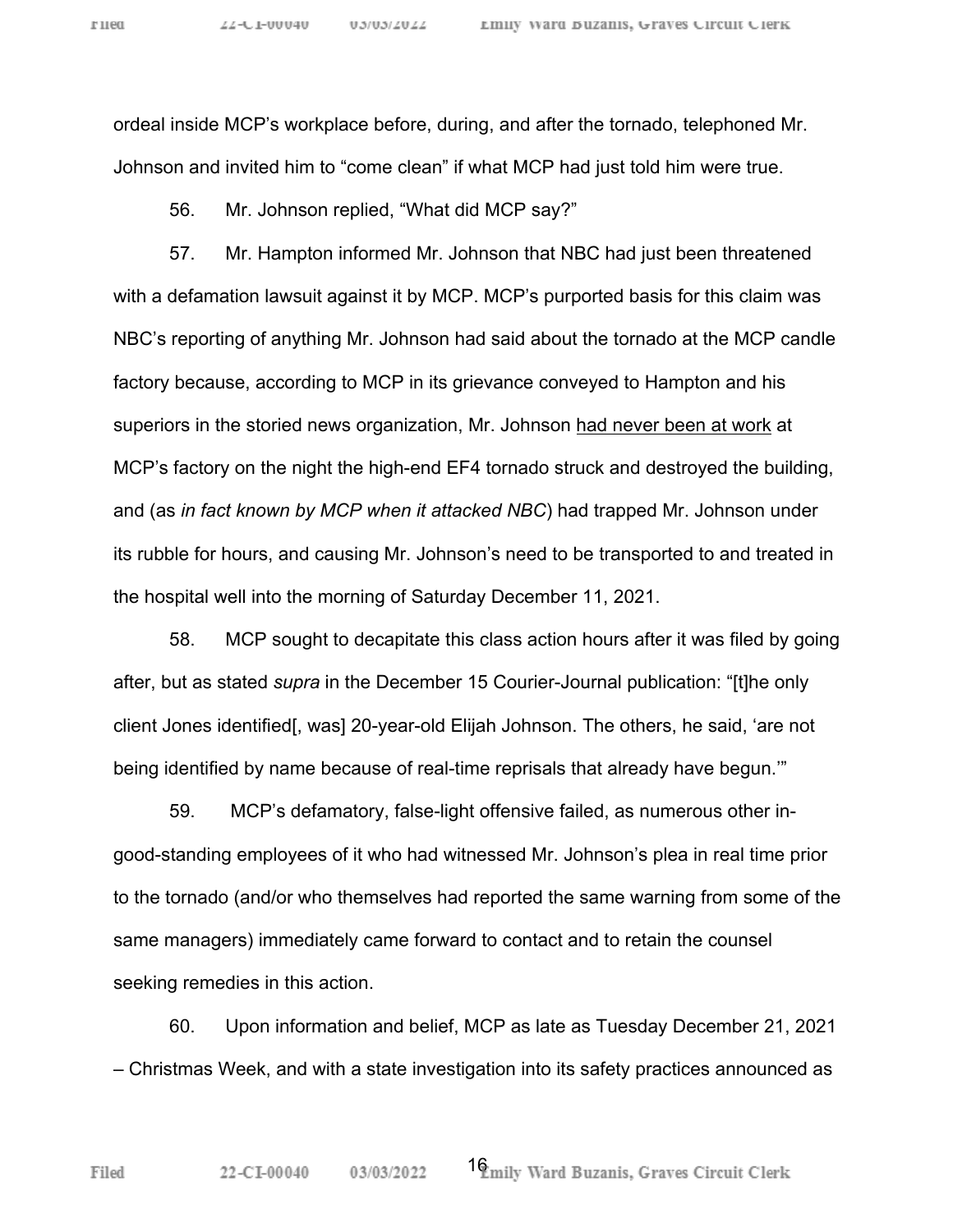ordeal inside MCP's workplace before, during, and after the tornado, telephoned Mr. Johnson and invited him to "come clean" if what MCP had just told him were true.

56. Mr. Johnson replied, "What did MCP say?"

57. Mr. Hampton informed Mr. Johnson that NBC had just been threatened with a defamation lawsuit against it by MCP. MCP's purported basis for this claim was NBC's reporting of anything Mr. Johnson had said about the tornado at the MCP candle factory because, according to MCP in its grievance conveyed to Hampton and his superiors in the storied news organization, Mr. Johnson <u>had never been at work</u> at MCP's factory on the night the high-end EF4 tornado struck and destroyed the building, and (as *in fact known by MCP when it attacked NBC*) had trapped Mr. Johnson under its rubble for hours, and causing Mr. Johnson's need to be transported to and treated in the hospital well into the morning of Saturday December 11, 2021.

58. MCP sought to decapitate this class action hours after it was filed by going after, but as stated *supra* in the December 15 Courier-Journal publication: "[t]he only client Jones identified[, was] 20-year-old Elijah Johnson. The others, he said, 'are not being identified by name because of real-time reprisals that already have begun.'"

59. MCP's defamatory, false-light offensive failed, as numerous other in-good-standing employees of it who had witnessed Mr. Johnson's plea in real time prior to the tornado (and/or who themselves had reported the same warning from some of the same managers) immediately came forward to contact and to retain the counsel seeking remedies in this action.

60. Upon information and belief, MCP as late as Tuesday December 21, 2021 – Christmas Week, and with a state investigation into its safety practices announced as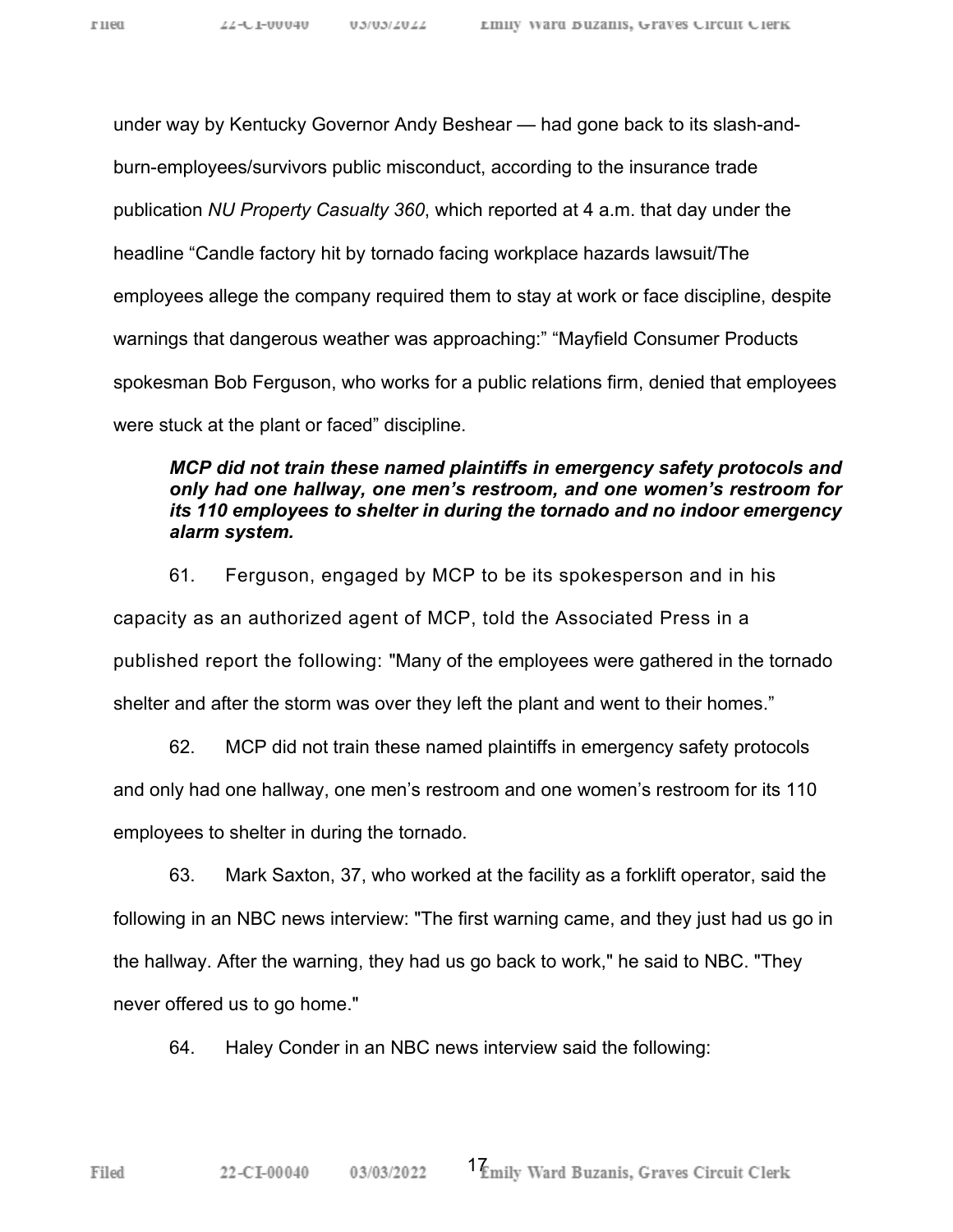under way by Kentucky Governor Andy Beshear — had gone back to its slash-and-burn-employees/survivors public misconduct, according to the insurance trade publication *NU Property Casualty 360*, which reported at 4 a.m. that day under the headline "Candle factory hit by tornado facing workplace hazards lawsuit/The employees allege the company required them to stay at work or face discipline, despite warnings that dangerous weather was approaching:" "Mayfield Consumer Products spokesman Bob Ferguson, who works for a public relations firm, denied that employees were stuck at the plant or faced" discipline.

***MCP did not train these named plaintiffs in emergency safety protocols and only had one hallway, one men's restroom, and one women's restroom for its 110 employees to shelter in during the tornado and no indoor emergency alarm system.***

61. Ferguson, engaged by MCP to be its spokesperson and in his capacity as an authorized agent of MCP, told the Associated Press in a published report the following: "Many of the employees were gathered in the tornado shelter and after the storm was over they left the plant and went to their homes."

62. MCP did not train these named plaintiffs in emergency safety protocols and only had one hallway, one men's restroom and one women's restroom for its 110 employees to shelter in during the tornado.

63. Mark Saxton, 37, who worked at the facility as a forklift operator, said the following in an NBC news interview: "The first warning came, and they just had us go in the hallway. After the warning, they had us go back to work," he said to NBC. "They never offered us to go home."

64. Haley Conder in an NBC news interview said the following: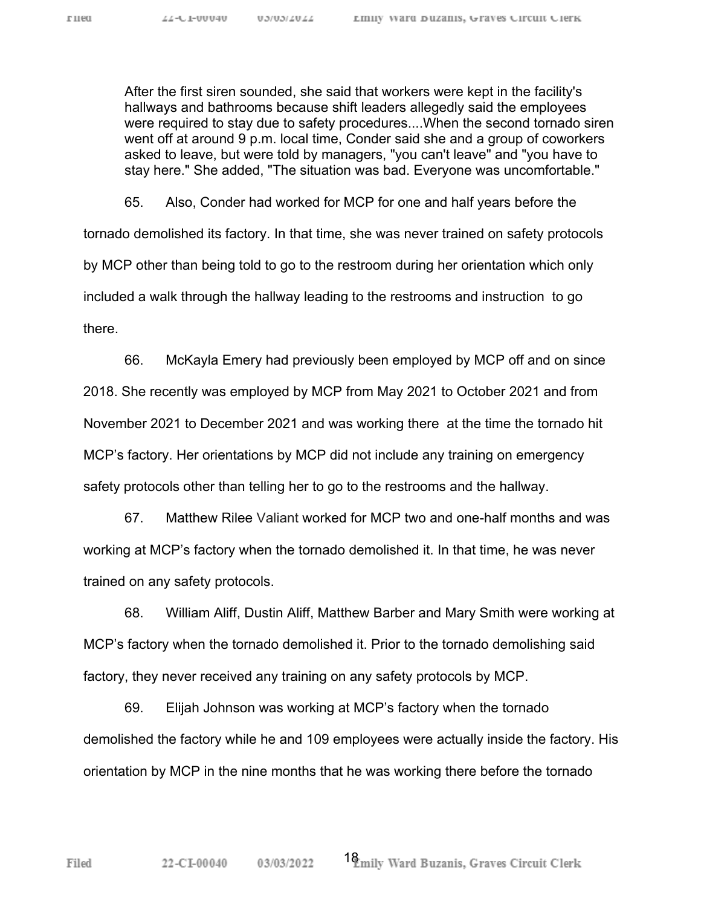> After the first siren sounded, she said that workers were kept in the facility's hallways and bathrooms because shift leaders allegedly said the employees were required to stay due to safety procedures....When the second tornado siren went off at around 9 p.m. local time, Conder said she and a group of coworkers asked to leave, but were told by managers, "you can't leave" and "you have to stay here." She added, "The situation was bad. Everyone was uncomfortable."

65. Also, Conder had worked for MCP for one and half years before the tornado demolished its factory. In that time, she was never trained on safety protocols by MCP other than being told to go to the restroom during her orientation which only included a walk through the hallway leading to the restrooms and instruction to go there.

66. McKayla Emery had previously been employed by MCP off and on since 2018. She recently was employed by MCP from May 2021 to October 2021 and from November 2021 to December 2021 and was working there at the time the tornado hit MCP's factory. Her orientations by MCP did not include any training on emergency safety protocols other than telling her to go to the restrooms and the hallway.

67. Matthew Rilee Valiant worked for MCP two and one-half months and was working at MCP's factory when the tornado demolished it. In that time, he was never trained on any safety protocols.

68. William Aliff, Dustin Aliff, Matthew Barber and Mary Smith were working at MCP's factory when the tornado demolished it. Prior to the tornado demolishing said factory, they never received any training on any safety protocols by MCP.

69. Elijah Johnson was working at MCP's factory when the tornado demolished the factory while he and 109 employees were actually inside the factory. His orientation by MCP in the nine months that he was working there before the tornado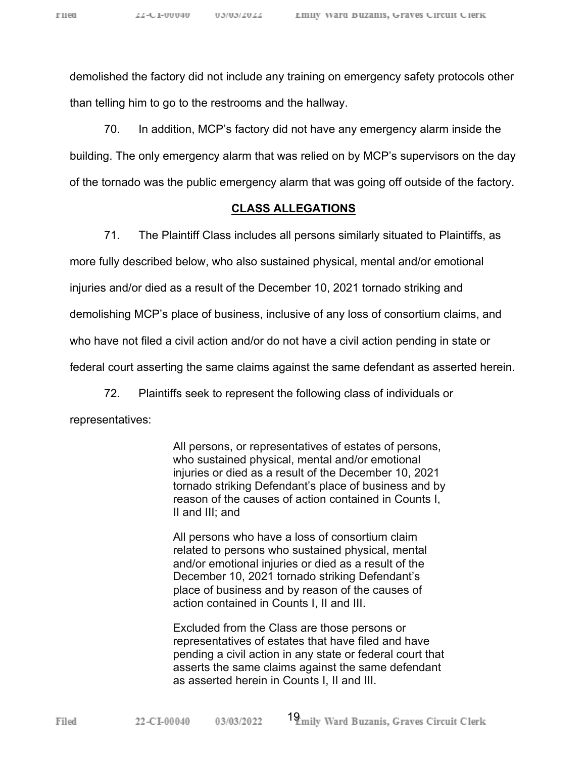demolished the factory did not include any training on emergency safety protocols other than telling him to go to the restrooms and the hallway.

70. In addition, MCP's factory did not have any emergency alarm inside the building. The only emergency alarm that was relied on by MCP's supervisors on the day of the tornado was the public emergency alarm that was going off outside of the factory.

## CLASS ALLEGATIONS

71. The Plaintiff Class includes all persons similarly situated to Plaintiffs, as more fully described below, who also sustained physical, mental and/or emotional injuries and/or died as a result of the December 10, 2021 tornado striking and demolishing MCP's place of business, inclusive of any loss of consortium claims, and who have not filed a civil action and/or do not have a civil action pending in state or federal court asserting the same claims against the same defendant as asserted herein.

72. Plaintiffs seek to represent the following class of individuals or representatives:

> All persons, or representatives of estates of persons, who sustained physical, mental and/or emotional injuries or died as a result of the December 10, 2021 tornado striking Defendant's place of business and by reason of the causes of action contained in Counts I, II and III; and
>
> All persons who have a loss of consortium claim related to persons who sustained physical, mental and/or emotional injuries or died as a result of the December 10, 2021 tornado striking Defendant's place of business and by reason of the causes of action contained in Counts I, II and III.
>
> Excluded from the Class are those persons or representatives of estates that have filed and have pending a civil action in any state or federal court that asserts the same claims against the same defendant as asserted herein in Counts I, II and III.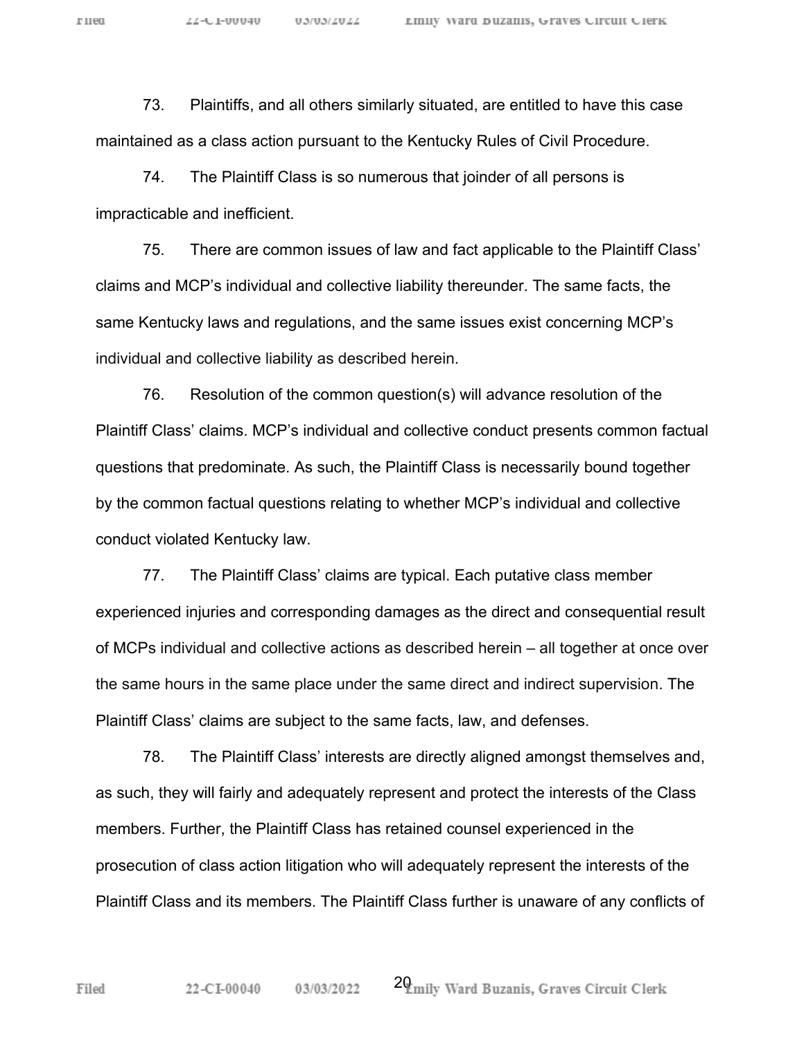73. Plaintiffs, and all others similarly situated, are entitled to have this case maintained as a class action pursuant to the Kentucky Rules of Civil Procedure.

74. The Plaintiff Class is so numerous that joinder of all persons is impracticable and inefficient.

75. There are common issues of law and fact applicable to the Plaintiff Class' claims and MCP's individual and collective liability thereunder. The same facts, the same Kentucky laws and regulations, and the same issues exist concerning MCP's individual and collective liability as described herein.

76. Resolution of the common question(s) will advance resolution of the Plaintiff Class' claims. MCP's individual and collective conduct presents common factual questions that predominate. As such, the Plaintiff Class is necessarily bound together by the common factual questions relating to whether MCP's individual and collective conduct violated Kentucky law.

77. The Plaintiff Class' claims are typical. Each putative class member experienced injuries and corresponding damages as the direct and consequential result of MCPs individual and collective actions as described herein – all together at once over the same hours in the same place under the same direct and indirect supervision. The Plaintiff Class' claims are subject to the same facts, law, and defenses.

78. The Plaintiff Class' interests are directly aligned amongst themselves and, as such, they will fairly and adequately represent and protect the interests of the Class members. Further, the Plaintiff Class has retained counsel experienced in the prosecution of class action litigation who will adequately represent the interests of the Plaintiff Class and its members. The Plaintiff Class further is unaware of any conflicts of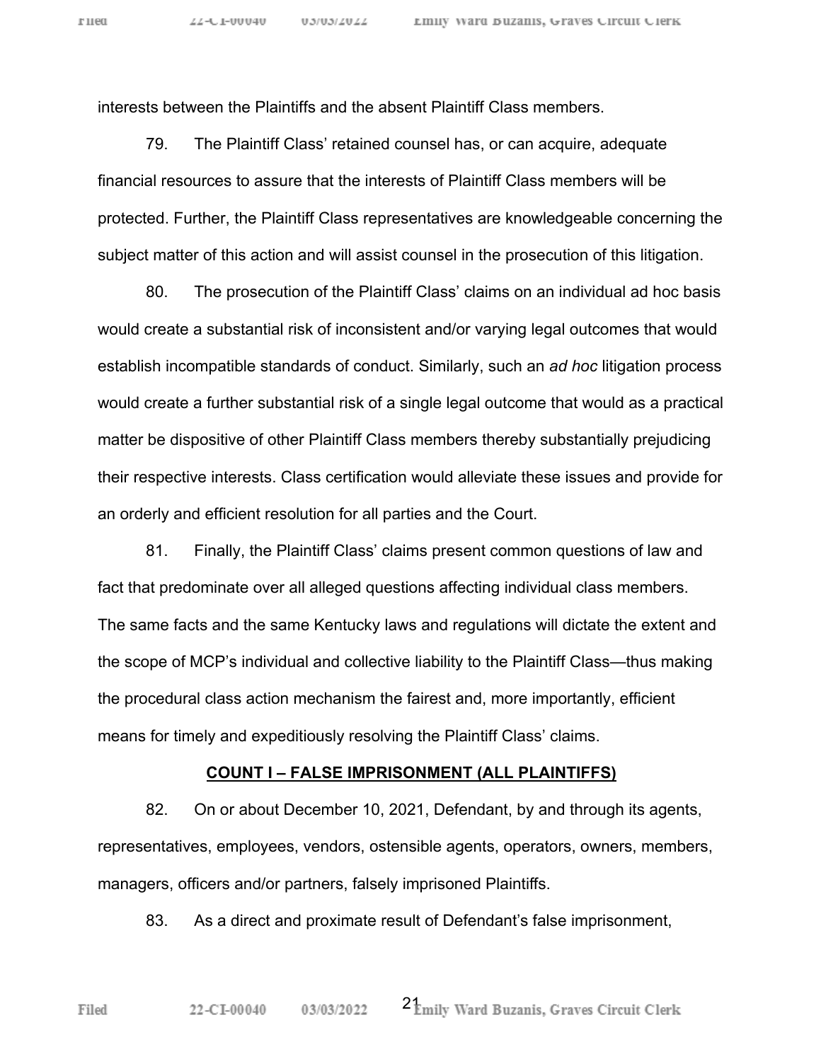interests between the Plaintiffs and the absent Plaintiff Class members.

79. The Plaintiff Class' retained counsel has, or can acquire, adequate financial resources to assure that the interests of Plaintiff Class members will be protected. Further, the Plaintiff Class representatives are knowledgeable concerning the subject matter of this action and will assist counsel in the prosecution of this litigation.

80. The prosecution of the Plaintiff Class' claims on an individual ad hoc basis would create a substantial risk of inconsistent and/or varying legal outcomes that would establish incompatible standards of conduct. Similarly, such an *ad hoc* litigation process would create a further substantial risk of a single legal outcome that would as a practical matter be dispositive of other Plaintiff Class members thereby substantially prejudicing their respective interests. Class certification would alleviate these issues and provide for an orderly and efficient resolution for all parties and the Court.

81. Finally, the Plaintiff Class' claims present common questions of law and fact that predominate over all alleged questions affecting individual class members. The same facts and the same Kentucky laws and regulations will dictate the extent and the scope of MCP's individual and collective liability to the Plaintiff Class—thus making the procedural class action mechanism the fairest and, more importantly, efficient means for timely and expeditiously resolving the Plaintiff Class' claims.

**COUNT I – FALSE IMPRISONMENT (ALL PLAINTIFFS)**

82. On or about December 10, 2021, Defendant, by and through its agents, representatives, employees, vendors, ostensible agents, operators, owners, members, managers, officers and/or partners, falsely imprisoned Plaintiffs.

83. As a direct and proximate result of Defendant's false imprisonment,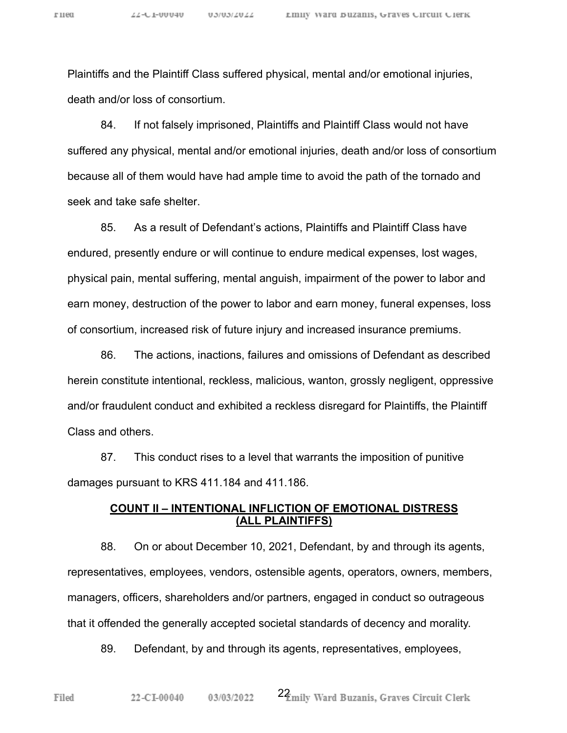Plaintiffs and the Plaintiff Class suffered physical, mental and/or emotional injuries, death and/or loss of consortium.

84. If not falsely imprisoned, Plaintiffs and Plaintiff Class would not have suffered any physical, mental and/or emotional injuries, death and/or loss of consortium because all of them would have had ample time to avoid the path of the tornado and seek and take safe shelter.

85. As a result of Defendant's actions, Plaintiffs and Plaintiff Class have endured, presently endure or will continue to endure medical expenses, lost wages, physical pain, mental suffering, mental anguish, impairment of the power to labor and earn money, destruction of the power to labor and earn money, funeral expenses, loss of consortium, increased risk of future injury and increased insurance premiums.

86. The actions, inactions, failures and omissions of Defendant as described herein constitute intentional, reckless, malicious, wanton, grossly negligent, oppressive and/or fraudulent conduct and exhibited a reckless disregard for Plaintiffs, the Plaintiff Class and others.

87. This conduct rises to a level that warrants the imposition of punitive damages pursuant to KRS 411.184 and 411.186.

**COUNT II – INTENTIONAL INFLICTION OF EMOTIONAL DISTRESS (ALL PLAINTIFFS)**

88. On or about December 10, 2021, Defendant, by and through its agents, representatives, employees, vendors, ostensible agents, operators, owners, members, managers, officers, shareholders and/or partners, engaged in conduct so outrageous that it offended the generally accepted societal standards of decency and morality.

89. Defendant, by and through its agents, representatives, employees,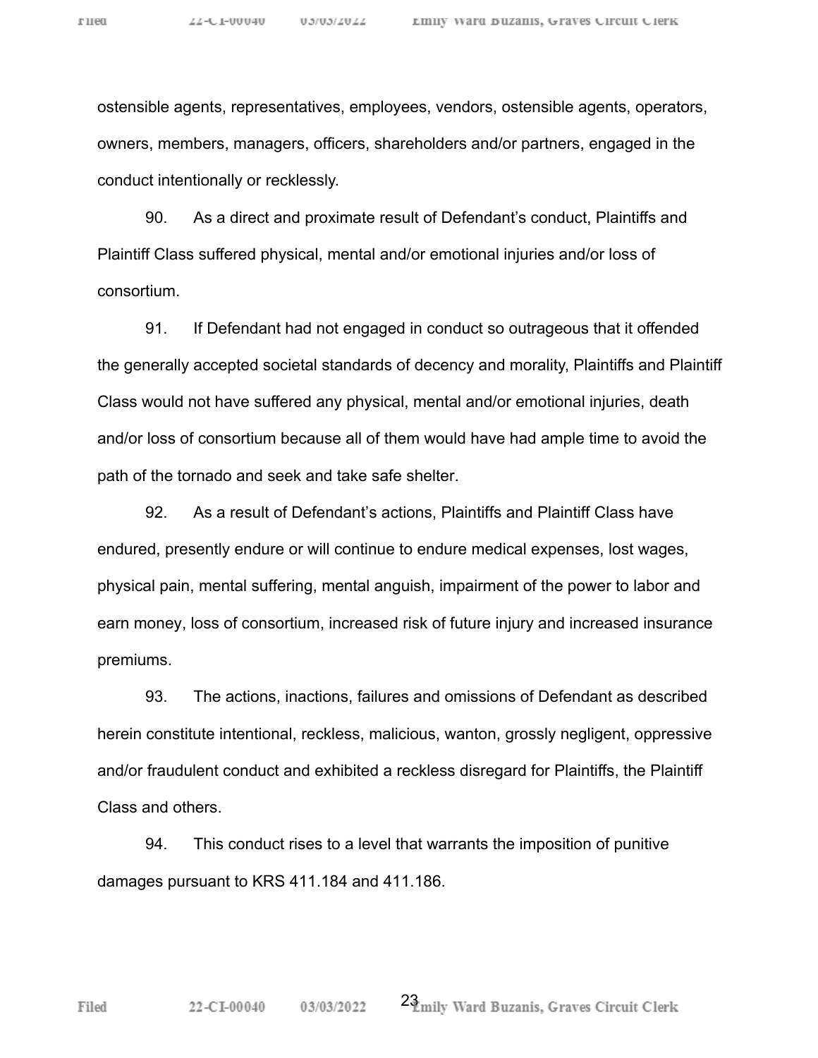ostensible agents, representatives, employees, vendors, ostensible agents, operators, owners, members, managers, officers, shareholders and/or partners, engaged in the conduct intentionally or recklessly.

90. As a direct and proximate result of Defendant's conduct, Plaintiffs and Plaintiff Class suffered physical, mental and/or emotional injuries and/or loss of consortium.

91. If Defendant had not engaged in conduct so outrageous that it offended the generally accepted societal standards of decency and morality, Plaintiffs and Plaintiff Class would not have suffered any physical, mental and/or emotional injuries, death and/or loss of consortium because all of them would have had ample time to avoid the path of the tornado and seek and take safe shelter.

92. As a result of Defendant's actions, Plaintiffs and Plaintiff Class have endured, presently endure or will continue to endure medical expenses, lost wages, physical pain, mental suffering, mental anguish, impairment of the power to labor and earn money, loss of consortium, increased risk of future injury and increased insurance premiums.

93. The actions, inactions, failures and omissions of Defendant as described herein constitute intentional, reckless, malicious, wanton, grossly negligent, oppressive and/or fraudulent conduct and exhibited a reckless disregard for Plaintiffs, the Plaintiff Class and others.

94. This conduct rises to a level that warrants the imposition of punitive damages pursuant to KRS 411.184 and 411.186.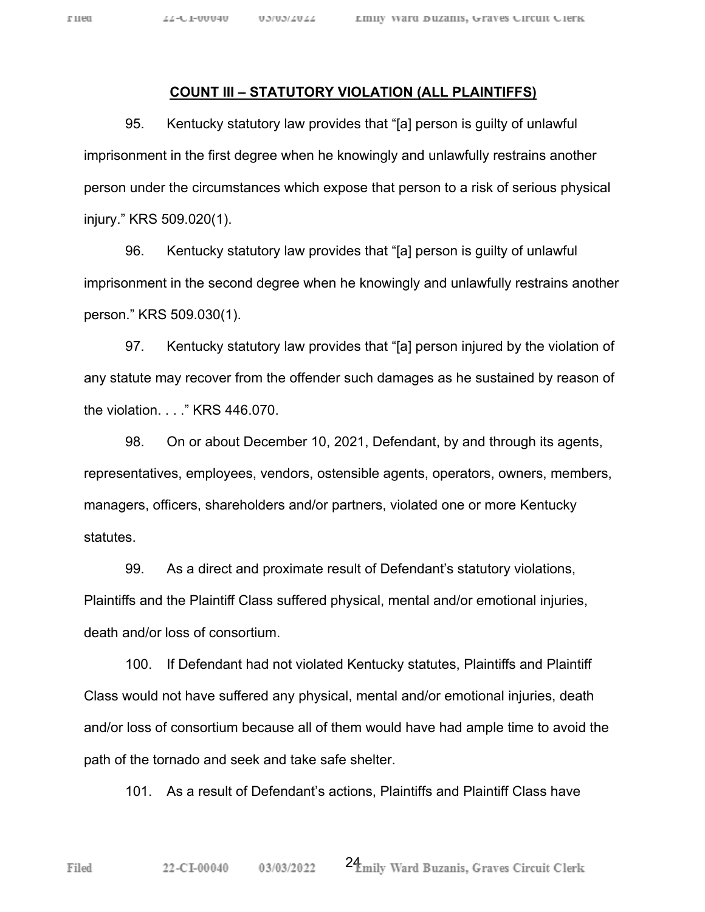**COUNT III – STATUTORY VIOLATION (ALL PLAINTIFFS)**

95. Kentucky statutory law provides that "[a] person is guilty of unlawful imprisonment in the first degree when he knowingly and unlawfully restrains another person under the circumstances which expose that person to a risk of serious physical injury." KRS 509.020(1).

96. Kentucky statutory law provides that "[a] person is guilty of unlawful imprisonment in the second degree when he knowingly and unlawfully restrains another person." KRS 509.030(1).

97. Kentucky statutory law provides that "[a] person injured by the violation of any statute may recover from the offender such damages as he sustained by reason of the violation. . . ." KRS 446.070.

98. On or about December 10, 2021, Defendant, by and through its agents, representatives, employees, vendors, ostensible agents, operators, owners, members, managers, officers, shareholders and/or partners, violated one or more Kentucky statutes.

99. As a direct and proximate result of Defendant's statutory violations, Plaintiffs and the Plaintiff Class suffered physical, mental and/or emotional injuries, death and/or loss of consortium.

100. If Defendant had not violated Kentucky statutes, Plaintiffs and Plaintiff Class would not have suffered any physical, mental and/or emotional injuries, death and/or loss of consortium because all of them would have had ample time to avoid the path of the tornado and seek and take safe shelter.

101. As a result of Defendant's actions, Plaintiffs and Plaintiff Class have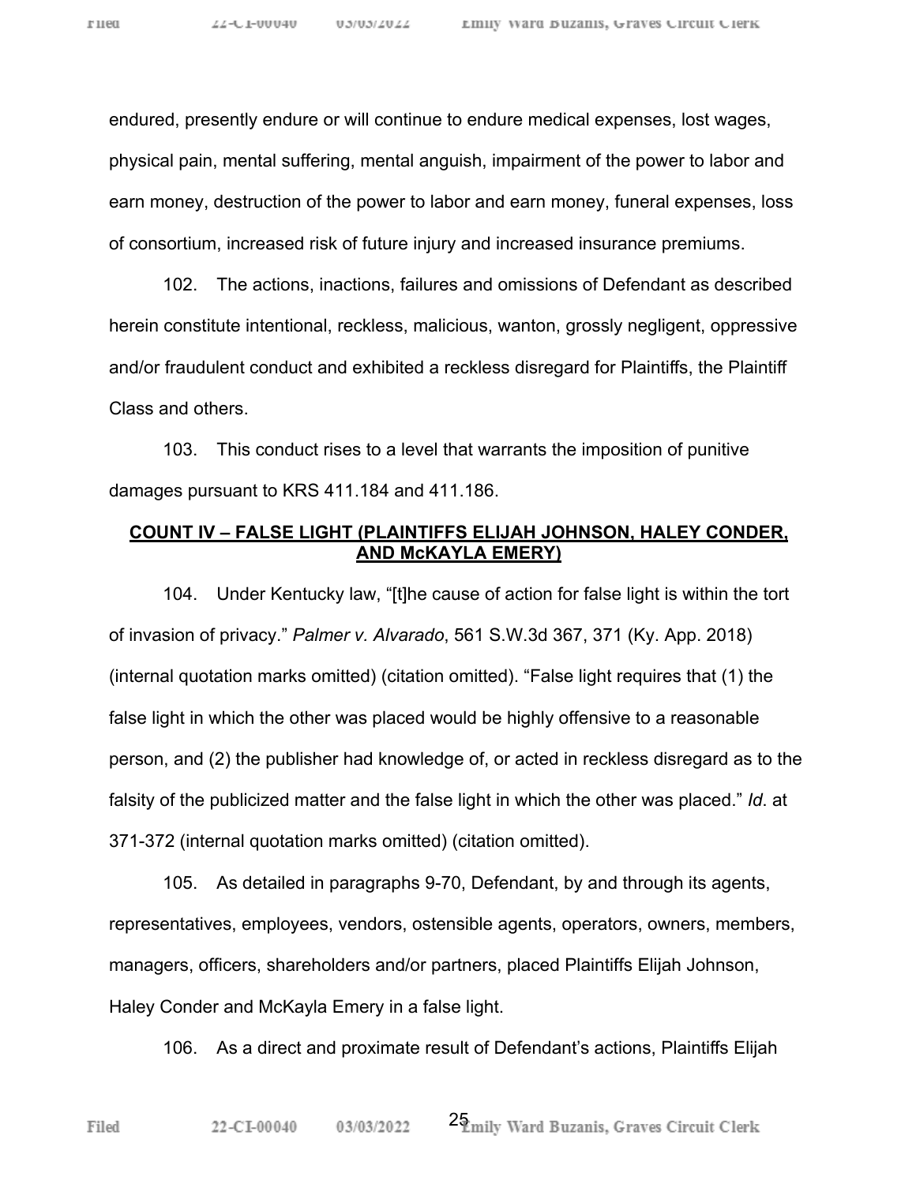endured, presently endure or will continue to endure medical expenses, lost wages, physical pain, mental suffering, mental anguish, impairment of the power to labor and earn money, destruction of the power to labor and earn money, funeral expenses, loss of consortium, increased risk of future injury and increased insurance premiums.

102. The actions, inactions, failures and omissions of Defendant as described herein constitute intentional, reckless, malicious, wanton, grossly negligent, oppressive and/or fraudulent conduct and exhibited a reckless disregard for Plaintiffs, the Plaintiff Class and others.

103. This conduct rises to a level that warrants the imposition of punitive damages pursuant to KRS 411.184 and 411.186.

**COUNT IV – FALSE LIGHT (PLAINTIFFS ELIJAH JOHNSON, HALEY CONDER, AND McKAYLA EMERY)**

104. Under Kentucky law, "[t]he cause of action for false light is within the tort of invasion of privacy." *Palmer v. Alvarado*, 561 S.W.3d 367, 371 (Ky. App. 2018) (internal quotation marks omitted) (citation omitted). "False light requires that (1) the false light in which the other was placed would be highly offensive to a reasonable person, and (2) the publisher had knowledge of, or acted in reckless disregard as to the falsity of the publicized matter and the false light in which the other was placed." *Id*. at 371-372 (internal quotation marks omitted) (citation omitted).

105. As detailed in paragraphs 9-70, Defendant, by and through its agents, representatives, employees, vendors, ostensible agents, operators, owners, members, managers, officers, shareholders and/or partners, placed Plaintiffs Elijah Johnson, Haley Conder and McKayla Emery in a false light.

106. As a direct and proximate result of Defendant's actions, Plaintiffs Elijah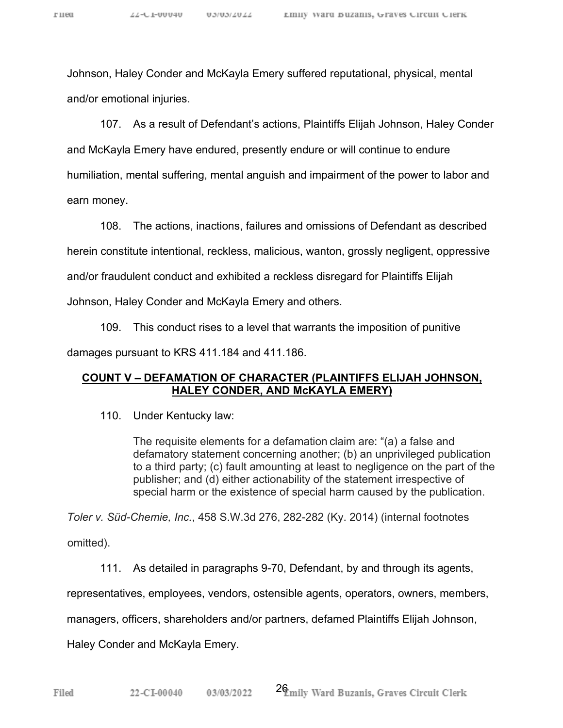Johnson, Haley Conder and McKayla Emery suffered reputational, physical, mental and/or emotional injuries.

107. As a result of Defendant's actions, Plaintiffs Elijah Johnson, Haley Conder and McKayla Emery have endured, presently endure or will continue to endure humiliation, mental suffering, mental anguish and impairment of the power to labor and earn money.

108. The actions, inactions, failures and omissions of Defendant as described herein constitute intentional, reckless, malicious, wanton, grossly negligent, oppressive and/or fraudulent conduct and exhibited a reckless disregard for Plaintiffs Elijah Johnson, Haley Conder and McKayla Emery and others.

109. This conduct rises to a level that warrants the imposition of punitive damages pursuant to KRS 411.184 and 411.186.

## **COUNT V – DEFAMATION OF CHARACTER (PLAINTIFFS ELIJAH JOHNSON, HALEY CONDER, AND McKAYLA EMERY)**

110. Under Kentucky law:

> The requisite elements for a defamation claim are: "(a) a false and defamatory statement concerning another; (b) an unprivileged publication to a third party; (c) fault amounting at least to negligence on the part of the publisher; and (d) either actionability of the statement irrespective of special harm or the existence of special harm caused by the publication.

*Toler v. Süd-Chemie, Inc.*, 458 S.W.3d 276, 282-282 (Ky. 2014) (internal footnotes omitted).

111. As detailed in paragraphs 9-70, Defendant, by and through its agents, representatives, employees, vendors, ostensible agents, operators, owners, members, managers, officers, shareholders and/or partners, defamed Plaintiffs Elijah Johnson, Haley Conder and McKayla Emery.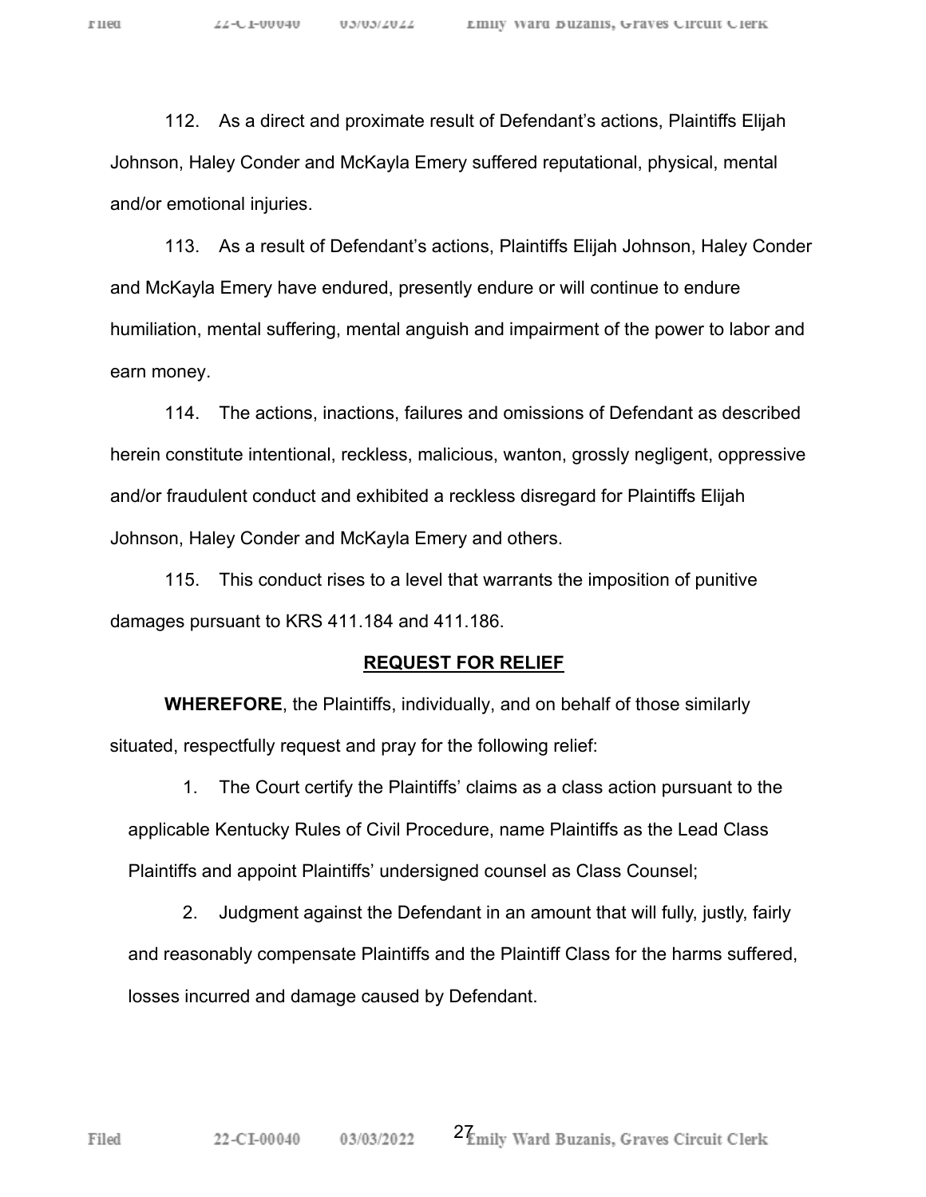112. As a direct and proximate result of Defendant's actions, Plaintiffs Elijah Johnson, Haley Conder and McKayla Emery suffered reputational, physical, mental and/or emotional injuries.

113. As a result of Defendant's actions, Plaintiffs Elijah Johnson, Haley Conder and McKayla Emery have endured, presently endure or will continue to endure humiliation, mental suffering, mental anguish and impairment of the power to labor and earn money.

114. The actions, inactions, failures and omissions of Defendant as described herein constitute intentional, reckless, malicious, wanton, grossly negligent, oppressive and/or fraudulent conduct and exhibited a reckless disregard for Plaintiffs Elijah Johnson, Haley Conder and McKayla Emery and others.

115. This conduct rises to a level that warrants the imposition of punitive damages pursuant to KRS 411.184 and 411.186.

## REQUEST FOR RELIEF

**WHEREFORE**, the Plaintiffs, individually, and on behalf of those similarly situated, respectfully request and pray for the following relief:

1. The Court certify the Plaintiffs' claims as a class action pursuant to the applicable Kentucky Rules of Civil Procedure, name Plaintiffs as the Lead Class Plaintiffs and appoint Plaintiffs' undersigned counsel as Class Counsel;

2. Judgment against the Defendant in an amount that will fully, justly, fairly and reasonably compensate Plaintiffs and the Plaintiff Class for the harms suffered, losses incurred and damage caused by Defendant.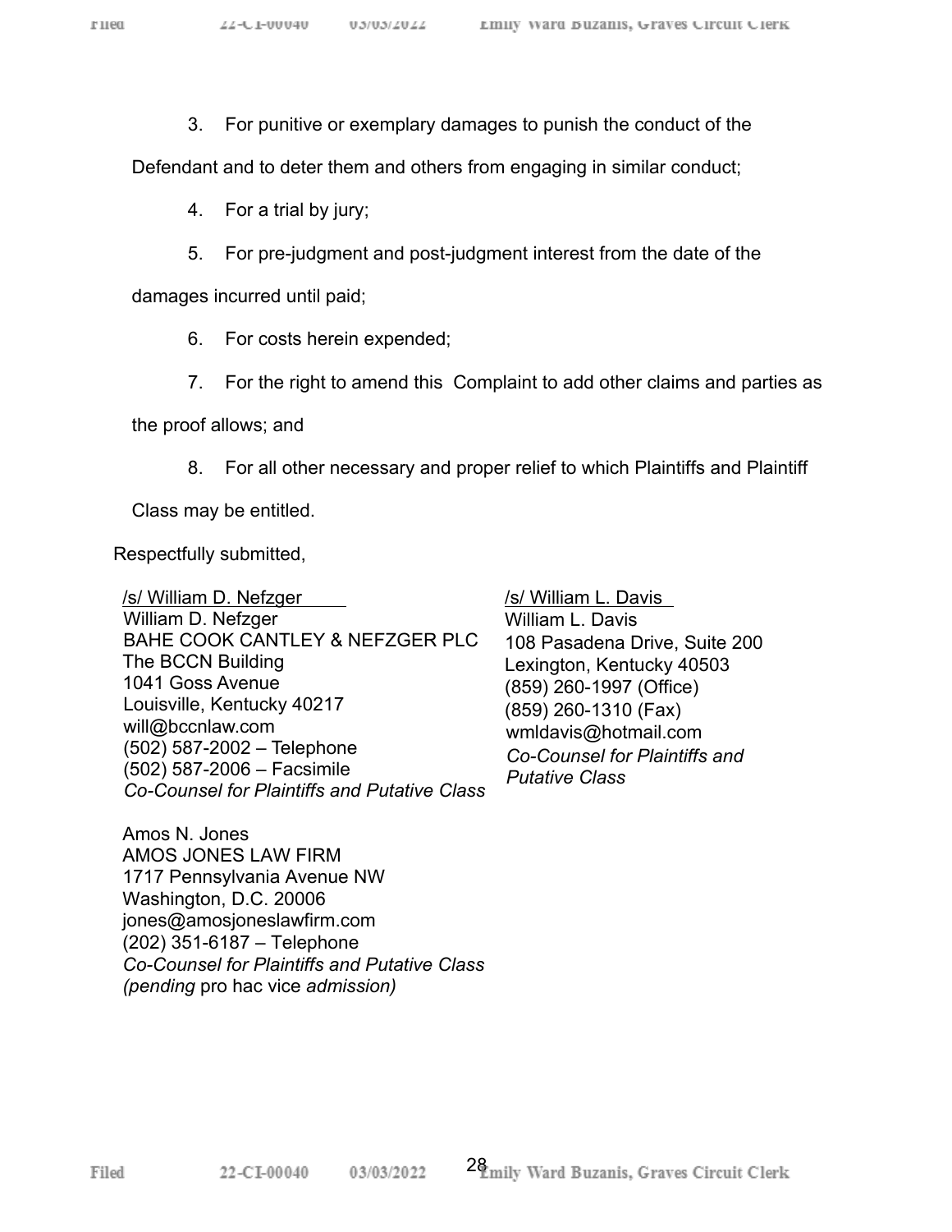3. For punitive or exemplary damages to punish the conduct of the Defendant and to deter them and others from engaging in similar conduct;

4. For a trial by jury;

5. For pre-judgment and post-judgment interest from the date of the damages incurred until paid;

6. For costs herein expended;

7. For the right to amend this Complaint to add other claims and parties as the proof allows; and

8. For all other necessary and proper relief to which Plaintiffs and Plaintiff Class may be entitled.

Respectfully submitted,

/s/ William D. Nefzger
William D. Nefzger
BAHE COOK CANTLEY & NEFZGER PLC
The BCCN Building
1041 Goss Avenue
Louisville, Kentucky 40217
will@bccnlaw.com
(502) 587-2002 – Telephone
(502) 587-2006 – Facsimile
*Co-Counsel for Plaintiffs and Putative Class*

/s/ William L. Davis
William L. Davis
108 Pasadena Drive, Suite 200
Lexington, Kentucky 40503
(859) 260-1997 (Office)
(859) 260-1310 (Fax)
wmldavis@hotmail.com
*Co-Counsel for Plaintiffs and Putative Class*

Amos N. Jones
AMOS JONES LAW FIRM
1717 Pennsylvania Avenue NW
Washington, D.C. 20006
jones@amosjoneslawfirm.com
(202) 351-6187 – Telephone
*Co-Counsel for Plaintiffs and Putative Class (pending* pro hac vice *admission)*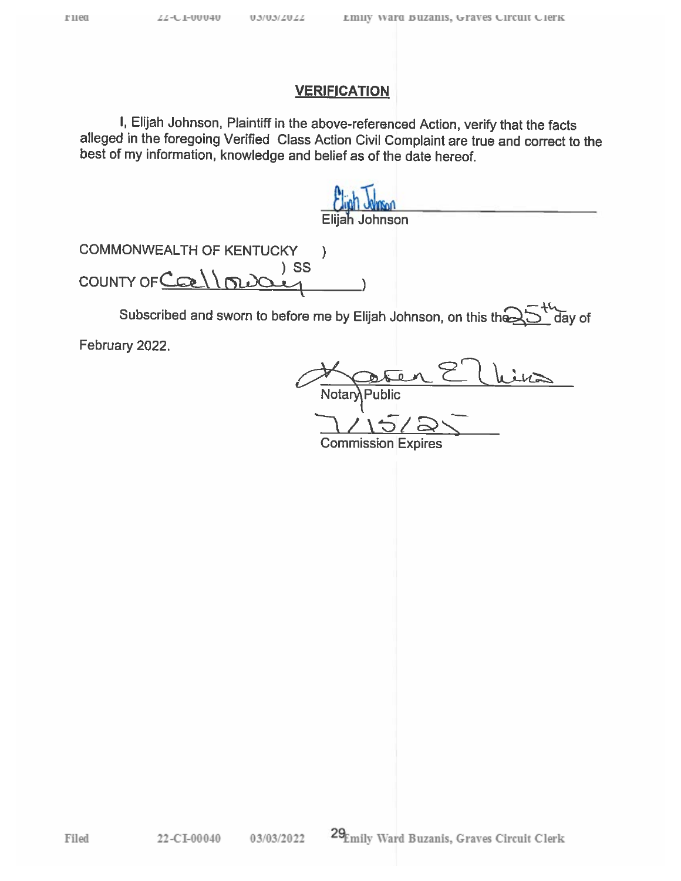## VERIFICATION

I, Elijah Johnson, Plaintiff in the above-referenced Action, verify that the facts alleged in the foregoing Verified Class Action Civil Complaint are true and correct to the best of my information, knowledge and belief as of the date hereof.

Elijah Johnson
Elijah Johnson

COMMONWEALTH OF KENTUCKY )
) SS
COUNTY OF Calloway )

Subscribed and sworn to before me by Elijah Johnson, on this the 25th day of February 2022.

Karen Elkins
Notary Public

7/15/25
Commission Expires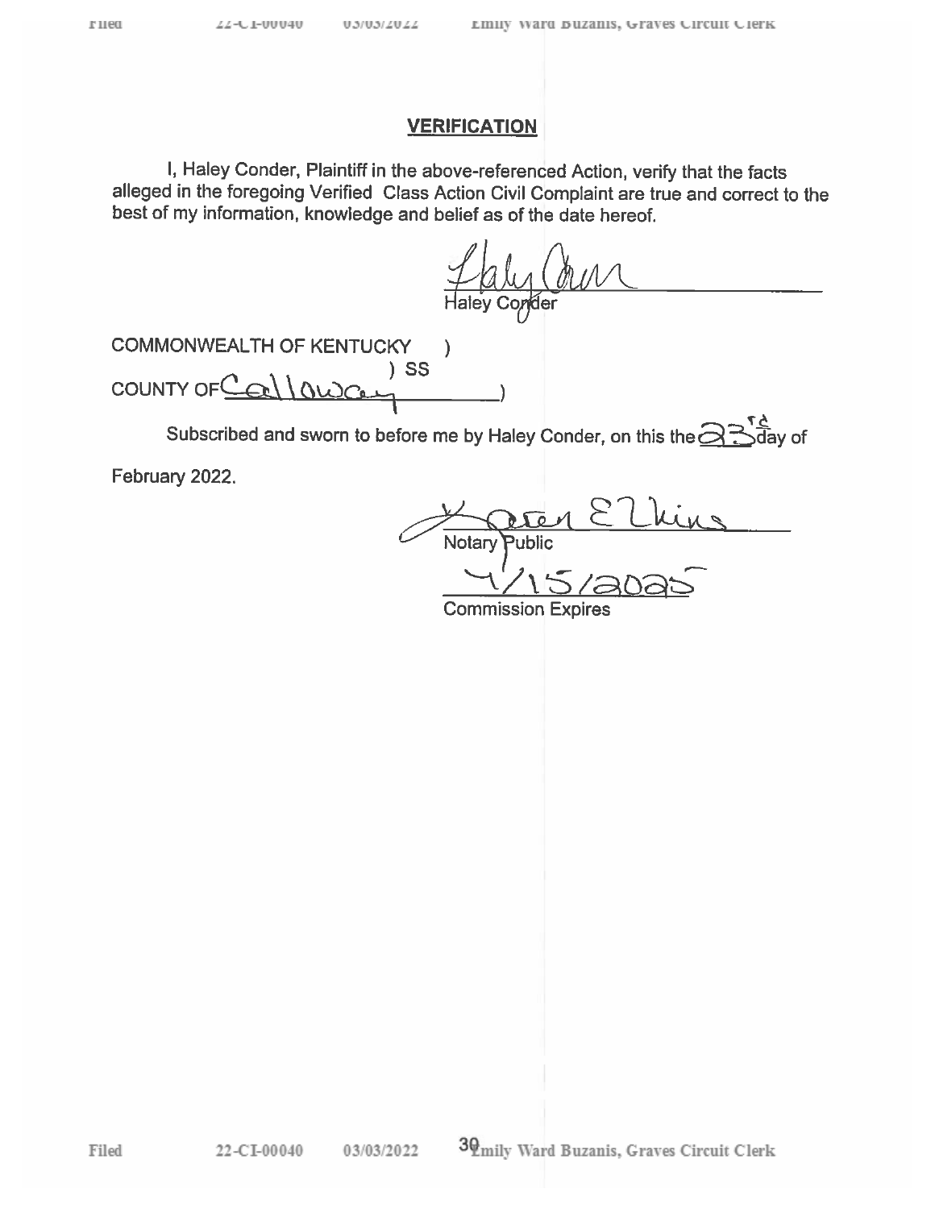## VERIFICATION

I, Haley Conder, Plaintiff in the above-referenced Action, verify that the facts alleged in the foregoing Verified Class Action Civil Complaint are true and correct to the best of my information, knowledge and belief as of the date hereof.

Haley Conder

COMMONWEALTH OF KENTUCKY )
) SS
COUNTY OF Calloway )

Subscribed and sworn to before me by Haley Conder, on this the 23rd day of February 2022.

Karen Elkins
Notary Public

4/15/2025
Commission Expires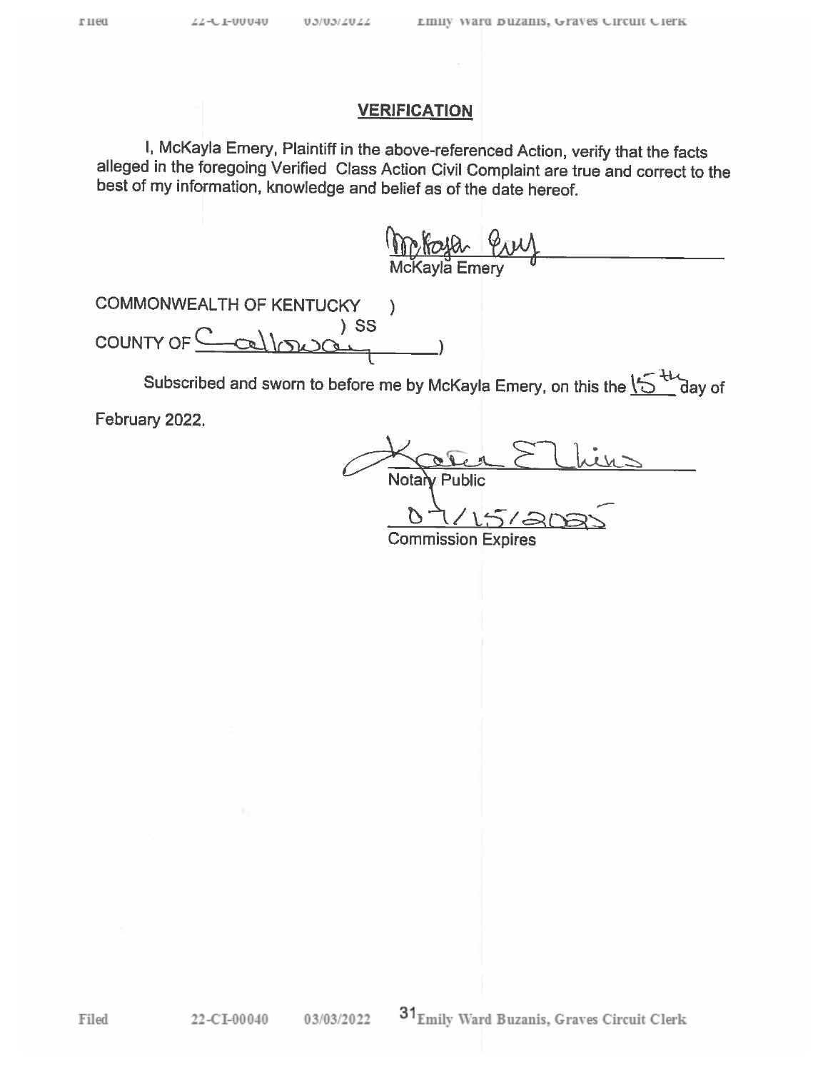## VERIFICATION

I, McKayla Emery, Plaintiff in the above-referenced Action, verify that the facts alleged in the foregoing Verified Class Action Civil Complaint are true and correct to the best of my information, knowledge and belief as of the date hereof.

McKayla Emery
McKayla Emery

COMMONWEALTH OF KENTUCKY )
) SS
COUNTY OF Calloway )

Subscribed and sworn to before me by McKayla Emery, on this the 15th day of February 2022.

Karen Elkins
Notary Public

07/15/2025
Commission Expires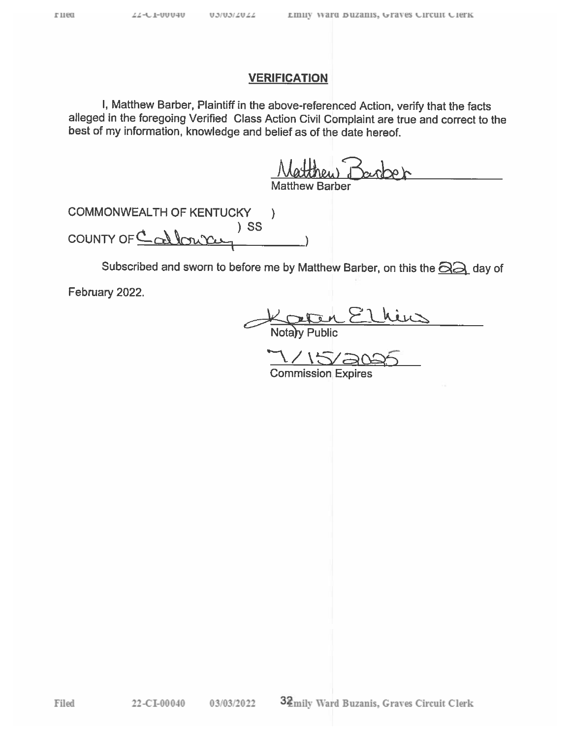## VERIFICATION

I, Matthew Barber, Plaintiff in the above-referenced Action, verify that the facts alleged in the foregoing Verified Class Action Civil Complaint are true and correct to the best of my information, knowledge and belief as of the date hereof.

Matthew Barber

Matthew Barber

COMMONWEALTH OF KENTUCKY )
) SS
COUNTY OF Calloway )

Subscribed and sworn to before me by Matthew Barber, on this the 22 day of February 2022.

Karen Elkins

Notary Public

7/15/2025

Commission Expires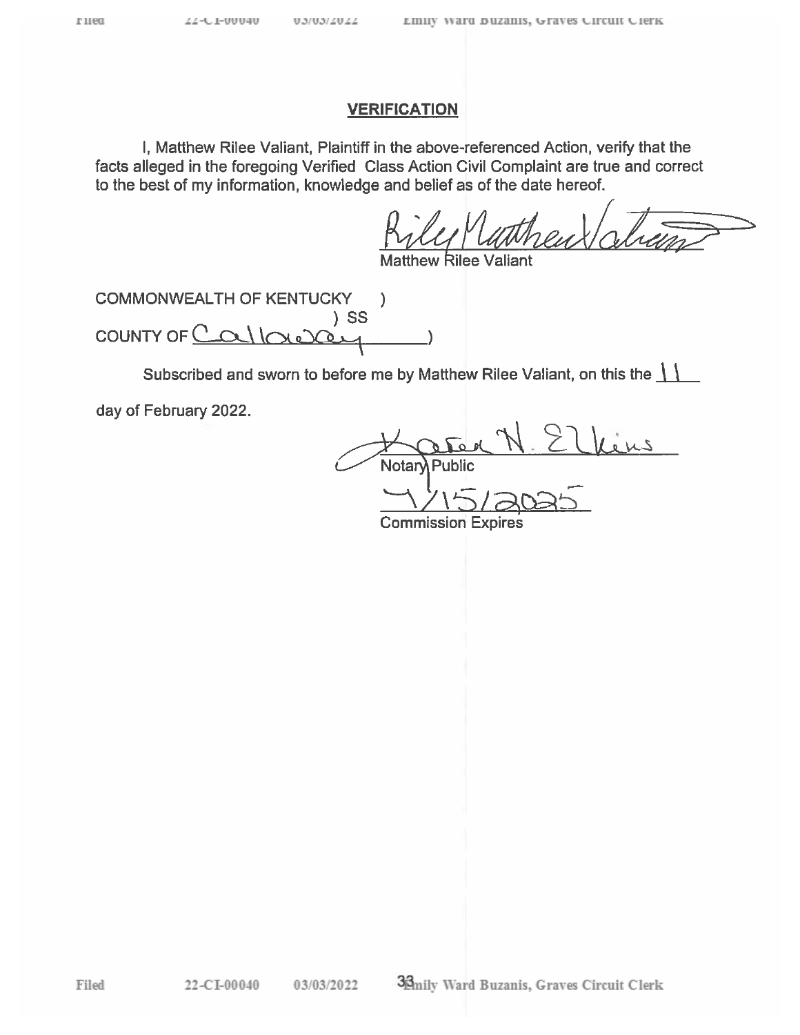## VERIFICATION

I, Matthew Rilee Valiant, Plaintiff in the above-referenced Action, verify that the facts alleged in the foregoing Verified Class Action Civil Complaint are true and correct to the best of my information, knowledge and belief as of the date hereof.

Riley Matthew Valiant
Matthew Rilee Valiant

COMMONWEALTH OF KENTUCKY )
) SS
COUNTY OF Calloway )

Subscribed and sworn to before me by Matthew Rilee Valiant, on this the 11 day of February 2022.

Karen N. Elkins
Notary Public

4/15/2025
Commission Expires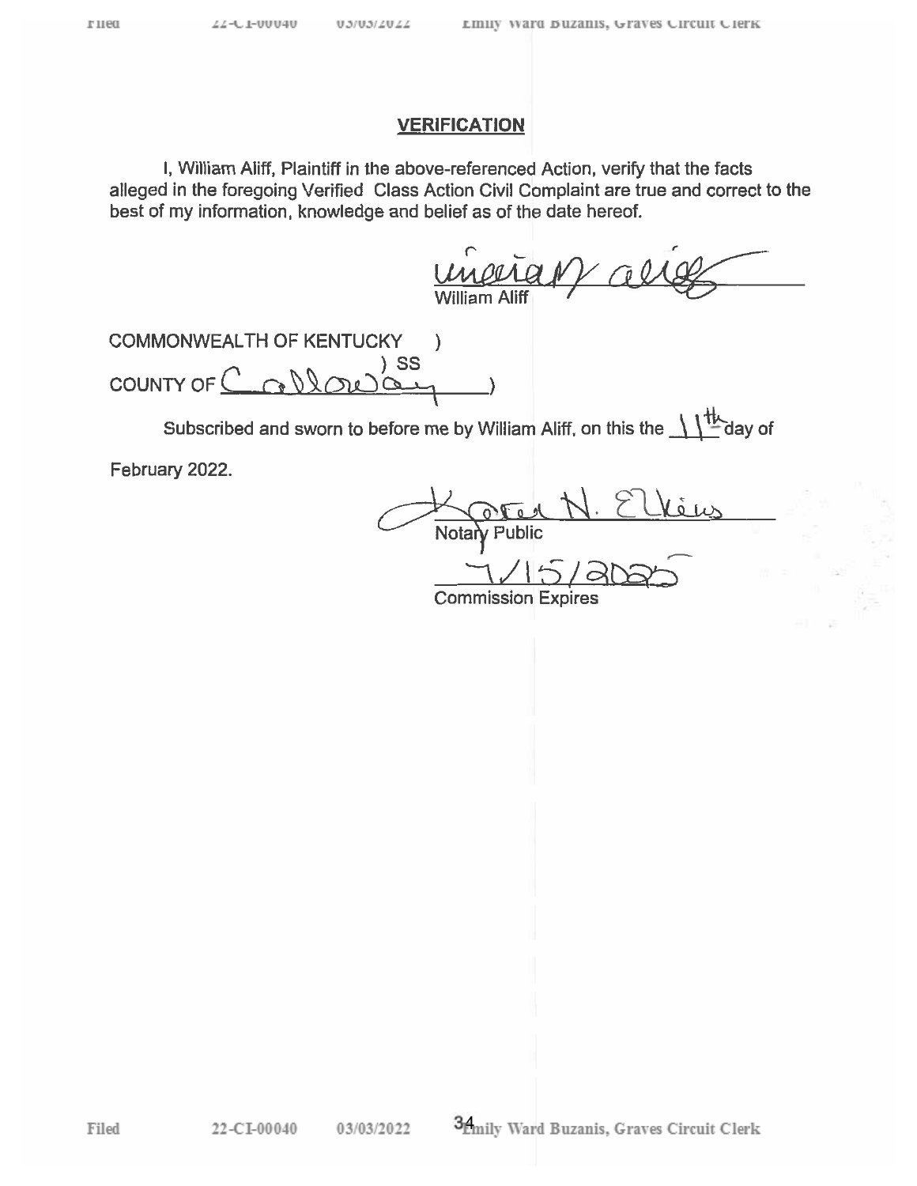## VERIFICATION

I, William Aliff, Plaintiff in the above-referenced Action, verify that the facts alleged in the foregoing Verified Class Action Civil Complaint are true and correct to the best of my information, knowledge and belief as of the date hereof.

William Aliff

COMMONWEALTH OF KENTUCKY )
) SS
COUNTY OF Calloway )

Subscribed and sworn to before me by William Aliff, on this the 11th day of February 2022.

Notary Public

7/15/2025
Commission Expires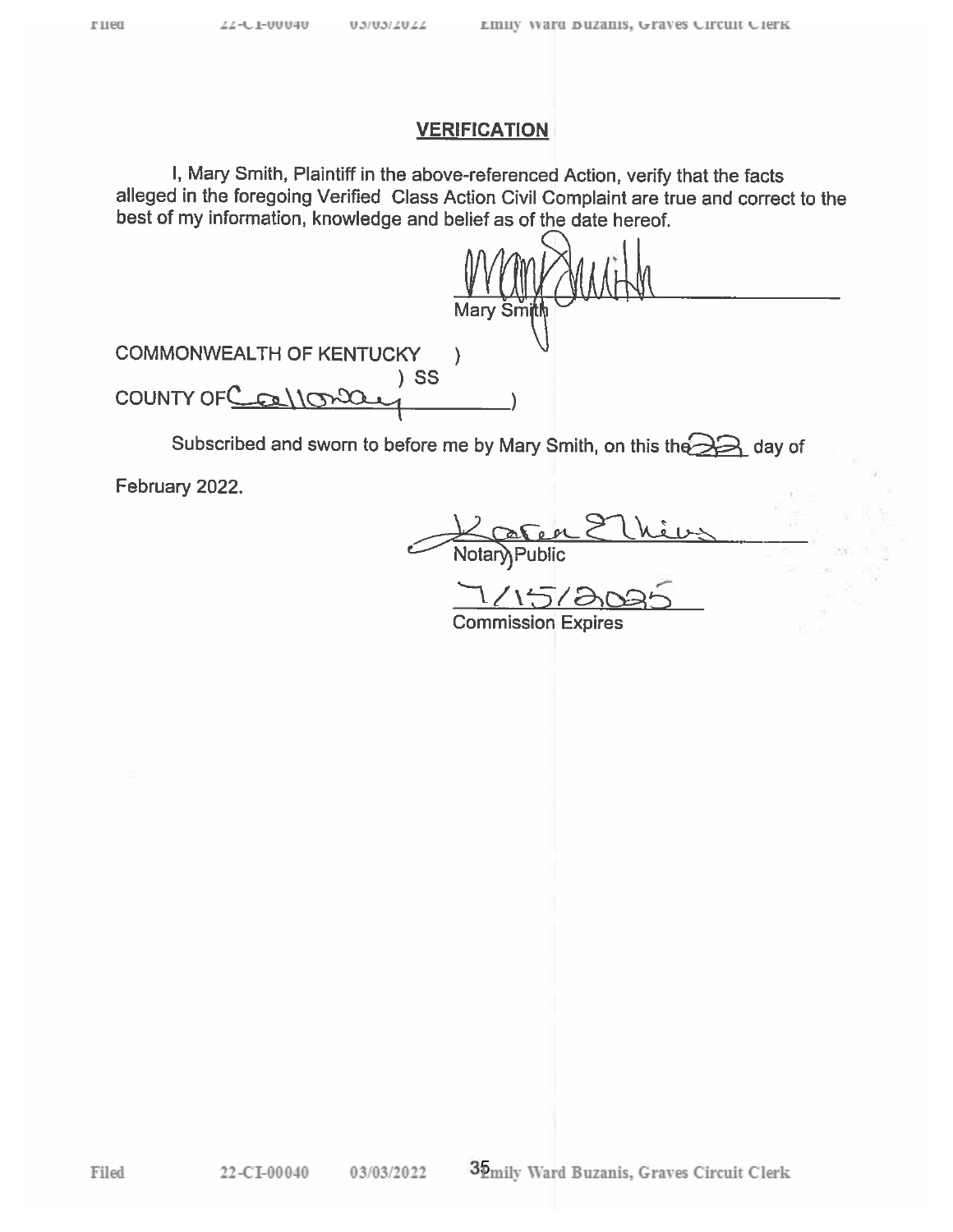## VERIFICATION

I, Mary Smith, Plaintiff in the above-referenced Action, verify that the facts alleged in the foregoing Verified Class Action Civil Complaint are true and correct to the best of my information, knowledge and belief as of the date hereof.

Mary Smith

Mary Smith

COMMONWEALTH OF KENTUCKY )
) SS
COUNTY OF Calloway )

Subscribed and sworn to before me by Mary Smith, on this the 22 day of February 2022.

Karen Elkins
Notary Public

7/15/2025
Commission Expires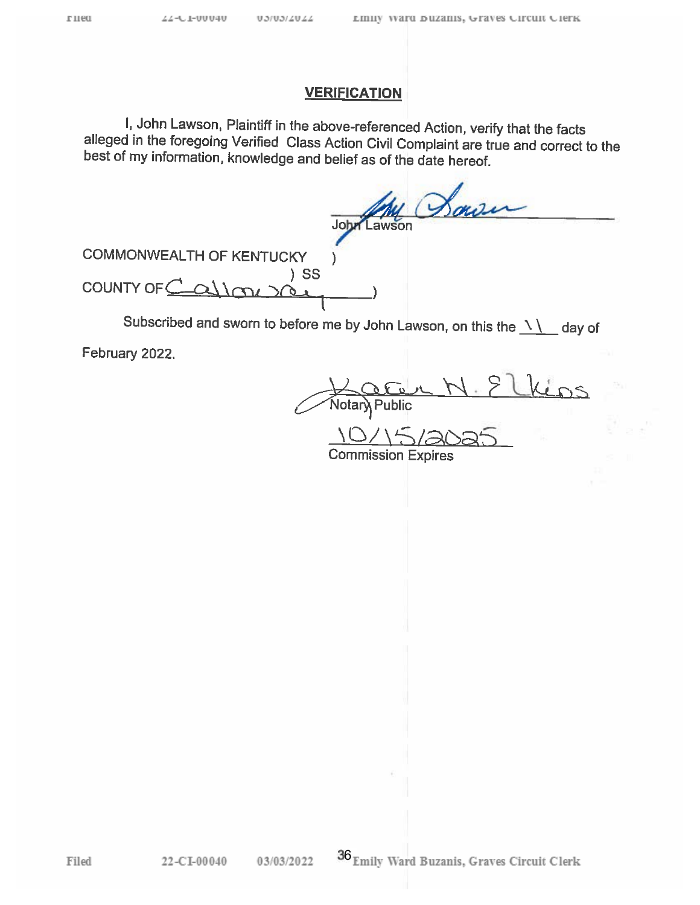## VERIFICATION

I, John Lawson, Plaintiff in the above-referenced Action, verify that the facts alleged in the foregoing Verified Class Action Civil Complaint are true and correct to the best of my information, knowledge and belief as of the date hereof.

John Lawson

COMMONWEALTH OF KENTUCKY )
) SS
COUNTY OF Calloway )

Subscribed and sworn to before me by John Lawson, on this the 11 day of February 2022.

Karen N. Elkins
Notary Public

10/15/2025
Commission Expires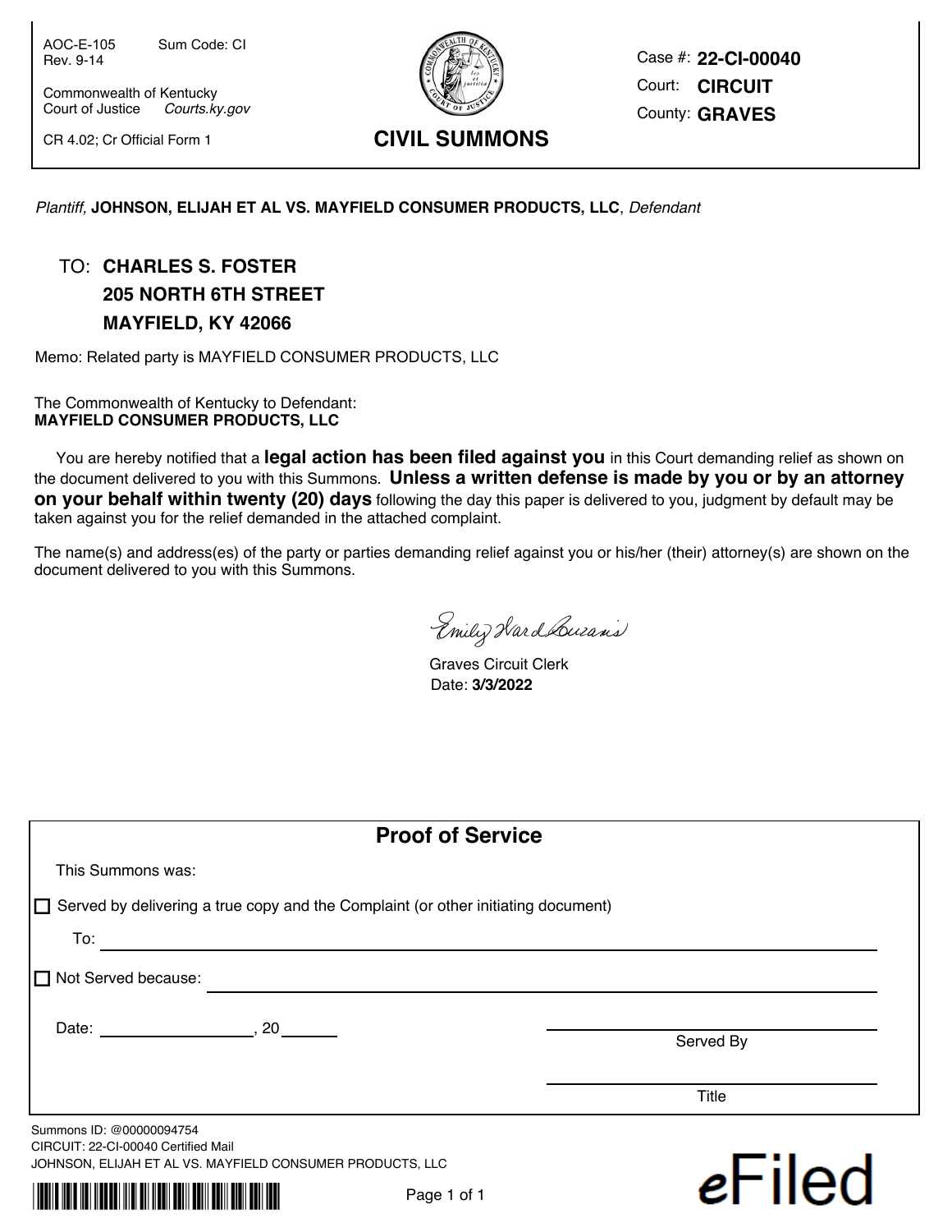AOC-E-105 Sum Code: CI
Rev. 9-14

Commonwealth of Kentucky
Court of Justice *Courts.ky.gov*

CR 4.02; Cr Official Form 1

# CIVIL SUMMONS

Case #: **22-CI-00040**
Court: **CIRCUIT**
County: **GRAVES**

*Plantiff,* **JOHNSON, ELIJAH ET AL VS. MAYFIELD CONSUMER PRODUCTS, LLC**, *Defendant*

TO: **CHARLES S. FOSTER**
**205 NORTH 6TH STREET**
**MAYFIELD, KY 42066**

Memo: Related party is MAYFIELD CONSUMER PRODUCTS, LLC

The Commonwealth of Kentucky to Defendant:
**MAYFIELD CONSUMER PRODUCTS, LLC**

You are hereby notified that a **legal action has been filed against you** in this Court demanding relief as shown on the document delivered to you with this Summons. **Unless a written defense is made by you or by an attorney on your behalf within twenty (20) days** following the day this paper is delivered to you, judgment by default may be taken against you for the relief demanded in the attached complaint.

The name(s) and address(es) of the party or parties demanding relief against you or his/her (their) attorney(s) are shown on the document delivered to you with this Summons.

Emily Ward Buzanis
Graves Circuit Clerk
Date: **3/3/2022**

## Proof of Service

This Summons was:

☐ Served by delivering a true copy and the Complaint (or other initiating document)

To: ______________________________

☐ Not Served because: ______________________________

Date: ______________, 20______

______________________________
Served By

______________________________
Title

Summons ID: @00000094754
CIRCUIT: 22-CI-00040 Certified Mail
JOHNSON, ELIJAH ET AL VS. MAYFIELD CONSUMER PRODUCTS, LLC

*e*Filed